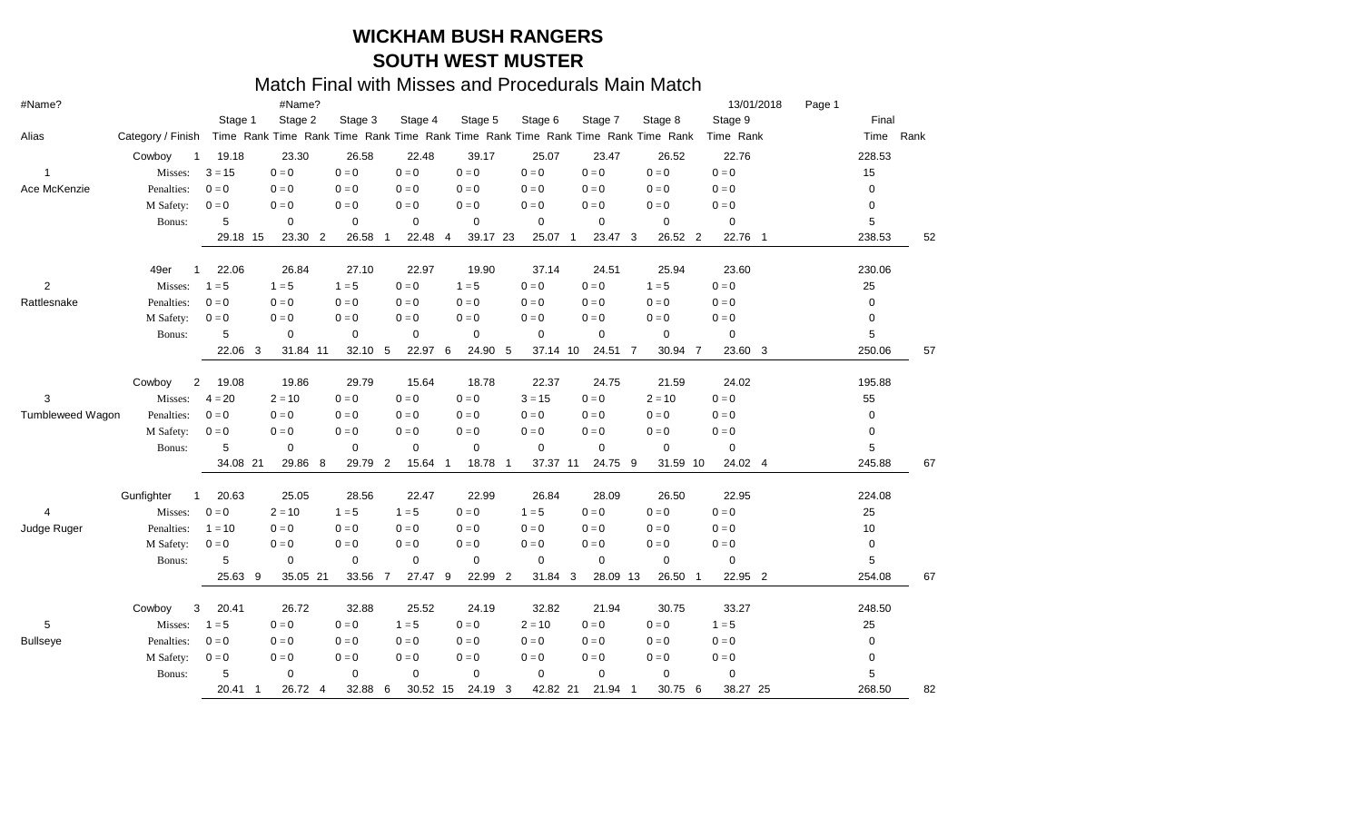# WICKHAM BUSH RANGERS
## SOUTH WEST MUSTER

### Match Final with Misses and Procedurals Main Match

#Name? #Name? 13/01/2018 Page 1

| Alias | Category / Finish | | Stage 1 | | Stage 2 | | Stage 3 | | Stage 4 | | Stage 5 | | Stage 6 | | Stage 7 | | Stage 8 | | Stage 9 | | Final | |
|---|---|---|---|---|---|---|---|---|---|---|---|---|---|---|---|---|---|---|---|---|---|---|
| | | | Time | Rank | Time | Rank | Time | Rank | Time | Rank | Time | Rank | Time | Rank | Time | Rank | Time | Rank | Time | Rank | Time | Rank |
| | Cowboy | 1 | 19.18 | | 23.30 | | 26.58 | | 22.48 | | 39.17 | | 25.07 | | 23.47 | | 26.52 | | 22.76 | | 228.53 | |
| 1 | Misses: | | 3 = 15 | | 0 = 0 | | 0 = 0 | | 0 = 0 | | 0 = 0 | | 0 = 0 | | 0 = 0 | | 0 = 0 | | 0 = 0 | | 15 | |
| Ace McKenzie | Penalties: | | 0 = 0 | | 0 = 0 | | 0 = 0 | | 0 = 0 | | 0 = 0 | | 0 = 0 | | 0 = 0 | | 0 = 0 | | 0 = 0 | | 0 | |
| | M Safety: | | 0 = 0 | | 0 = 0 | | 0 = 0 | | 0 = 0 | | 0 = 0 | | 0 = 0 | | 0 = 0 | | 0 = 0 | | 0 = 0 | | 0 | |
| | Bonus: | | 5 | | 0 | | 0 | | 0 | | 0 | | 0 | | 0 | | 0 | | 0 | | 5 | |
| | | | 29.18 | 15 | 23.30 | 2 | 26.58 | 1 | 22.48 | 4 | 39.17 | 23 | 25.07 | 1 | 23.47 | 3 | 26.52 | 2 | 22.76 | 1 | 238.53 | 52 |
| | 49er | 1 | 22.06 | | 26.84 | | 27.10 | | 22.97 | | 19.90 | | 37.14 | | 24.51 | | 25.94 | | 23.60 | | 230.06 | |
| 2 | Misses: | | 1 = 5 | | 1 = 5 | | 1 = 5 | | 0 = 0 | | 1 = 5 | | 0 = 0 | | 0 = 0 | | 1 = 5 | | 0 = 0 | | 25 | |
| Rattlesnake | Penalties: | | 0 = 0 | | 0 = 0 | | 0 = 0 | | 0 = 0 | | 0 = 0 | | 0 = 0 | | 0 = 0 | | 0 = 0 | | 0 = 0 | | 0 | |
| | M Safety: | | 0 = 0 | | 0 = 0 | | 0 = 0 | | 0 = 0 | | 0 = 0 | | 0 = 0 | | 0 = 0 | | 0 = 0 | | 0 = 0 | | 0 | |
| | Bonus: | | 5 | | 0 | | 0 | | 0 | | 0 | | 0 | | 0 | | 0 | | 0 | | 5 | |
| | | | 22.06 | 3 | 31.84 | 11 | 32.10 | 5 | 22.97 | 6 | 24.90 | 5 | 37.14 | 10 | 24.51 | 7 | 30.94 | 7 | 23.60 | 3 | 250.06 | 57 |
| | Cowboy | 2 | 19.08 | | 19.86 | | 29.79 | | 15.64 | | 18.78 | | 22.37 | | 24.75 | | 21.59 | | 24.02 | | 195.88 | |
| 3 | Misses: | | 4 = 20 | | 2 = 10 | | 0 = 0 | | 0 = 0 | | 0 = 0 | | 3 = 15 | | 0 = 0 | | 2 = 10 | | 0 = 0 | | 55 | |
| Tumbleweed Wagon | Penalties: | | 0 = 0 | | 0 = 0 | | 0 = 0 | | 0 = 0 | | 0 = 0 | | 0 = 0 | | 0 = 0 | | 0 = 0 | | 0 = 0 | | 0 | |
| | M Safety: | | 0 = 0 | | 0 = 0 | | 0 = 0 | | 0 = 0 | | 0 = 0 | | 0 = 0 | | 0 = 0 | | 0 = 0 | | 0 = 0 | | 0 | |
| | Bonus: | | 5 | | 0 | | 0 | | 0 | | 0 | | 0 | | 0 | | 0 | | 0 | | 5 | |
| | | | 34.08 | 21 | 29.86 | 8 | 29.79 | 2 | 15.64 | 1 | 18.78 | 1 | 37.37 | 11 | 24.75 | 9 | 31.59 | 10 | 24.02 | 4 | 245.88 | 67 |
| | Gunfighter | 1 | 20.63 | | 25.05 | | 28.56 | | 22.47 | | 22.99 | | 26.84 | | 28.09 | | 26.50 | | 22.95 | | 224.08 | |
| 4 | Misses: | | 0 = 0 | | 2 = 10 | | 1 = 5 | | 1 = 5 | | 0 = 0 | | 1 = 5 | | 0 = 0 | | 0 = 0 | | 0 = 0 | | 25 | |
| Judge Ruger | Penalties: | | 1 = 10 | | 0 = 0 | | 0 = 0 | | 0 = 0 | | 0 = 0 | | 0 = 0 | | 0 = 0 | | 0 = 0 | | 0 = 0 | | 10 | |
| | M Safety: | | 0 = 0 | | 0 = 0 | | 0 = 0 | | 0 = 0 | | 0 = 0 | | 0 = 0 | | 0 = 0 | | 0 = 0 | | 0 = 0 | | 0 | |
| | Bonus: | | 5 | | 0 | | 0 | | 0 | | 0 | | 0 | | 0 | | 0 | | 0 | | 5 | |
| | | | 25.63 | 9 | 35.05 | 21 | 33.56 | 7 | 27.47 | 9 | 22.99 | 2 | 31.84 | 3 | 28.09 | 13 | 26.50 | 1 | 22.95 | 2 | 254.08 | 67 |
| | Cowboy | 3 | 20.41 | | 26.72 | | 32.88 | | 25.52 | | 24.19 | | 32.82 | | 21.94 | | 30.75 | | 33.27 | | 248.50 | |
| 5 | Misses: | | 1 = 5 | | 0 = 0 | | 0 = 0 | | 1 = 5 | | 0 = 0 | | 2 = 10 | | 0 = 0 | | 0 = 0 | | 1 = 5 | | 25 | |
| Bullseye | Penalties: | | 0 = 0 | | 0 = 0 | | 0 = 0 | | 0 = 0 | | 0 = 0 | | 0 = 0 | | 0 = 0 | | 0 = 0 | | 0 = 0 | | 0 | |
| | M Safety: | | 0 = 0 | | 0 = 0 | | 0 = 0 | | 0 = 0 | | 0 = 0 | | 0 = 0 | | 0 = 0 | | 0 = 0 | | 0 = 0 | | 0 | |
| | Bonus: | | 5 | | 0 | | 0 | | 0 | | 0 | | 0 | | 0 | | 0 | | 0 | | 5 | |
| | | | 20.41 | 1 | 26.72 | 4 | 32.88 | 6 | 30.52 | 15 | 24.19 | 3 | 42.82 | 21 | 21.94 | 1 | 30.75 | 6 | 38.27 | 25 | 268.50 | 82 |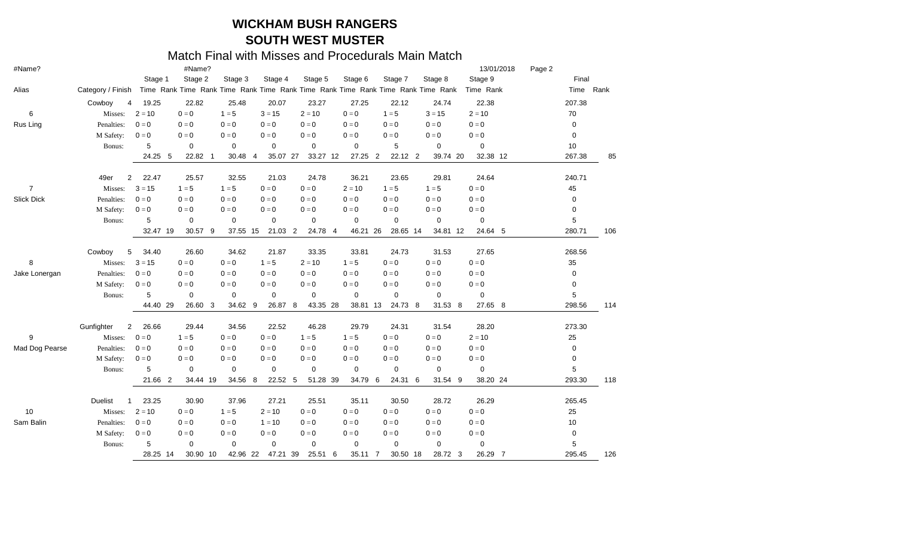# WICKHAM BUSH RANGERS
## SOUTH WEST MUSTER

### Match Final with Misses and Procedurals Main Match

#Name? #Name? 13/01/2018 Page 2

| Alias | Category / Finish | | Stage 1 Time | Rank | Stage 2 Time | Rank | Stage 3 Time | Rank | Stage 4 Time | Rank | Stage 5 Time | Rank | Stage 6 Time | Rank | Stage 7 Time | Rank | Stage 8 Time | Rank | Stage 9 Time | Rank | Final Time | Rank |
|---|---|---|---|---|---|---|---|---|---|---|---|---|---|---|---|---|---|---|---|---|---|---|
| | Cowboy | 4 | 19.25 | | 22.82 | | 25.48 | | 20.07 | | 23.27 | | 27.25 | | 22.12 | | 24.74 | | 22.38 | | 207.38 | |
| 6 | Misses: | | 2 = 10 | | 0 = 0 | | 1 = 5 | | 3 = 15 | | 2 = 10 | | 0 = 0 | | 1 = 5 | | 3 = 15 | | 2 = 10 | | 70 | |
| Rus Ling | Penalties: | | 0 = 0 | | 0 = 0 | | 0 = 0 | | 0 = 0 | | 0 = 0 | | 0 = 0 | | 0 = 0 | | 0 = 0 | | 0 = 0 | | 0 | |
| | M Safety: | | 0 = 0 | | 0 = 0 | | 0 = 0 | | 0 = 0 | | 0 = 0 | | 0 = 0 | | 0 = 0 | | 0 = 0 | | 0 = 0 | | 0 | |
| | Bonus: | | 5 | | 0 | | 0 | | 0 | | 0 | | 0 | | 5 | | 0 | | 0 | | 10 | |
| | | | 24.25 | 5 | 22.82 | 1 | 30.48 | 4 | 35.07 | 27 | 33.27 | 12 | 27.25 | 2 | 22.12 | 2 | 39.74 | 20 | 32.38 | 12 | 267.38 | 85 |
| | 49er | 2 | 22.47 | | 25.57 | | 32.55 | | 21.03 | | 24.78 | | 36.21 | | 23.65 | | 29.81 | | 24.64 | | 240.71 | |
| 7 | Misses: | | 3 = 15 | | 1 = 5 | | 1 = 5 | | 0 = 0 | | 0 = 0 | | 2 = 10 | | 1 = 5 | | 1 = 5 | | 0 = 0 | | 45 | |
| Slick Dick | Penalties: | | 0 = 0 | | 0 = 0 | | 0 = 0 | | 0 = 0 | | 0 = 0 | | 0 = 0 | | 0 = 0 | | 0 = 0 | | 0 = 0 | | 0 | |
| | M Safety: | | 0 = 0 | | 0 = 0 | | 0 = 0 | | 0 = 0 | | 0 = 0 | | 0 = 0 | | 0 = 0 | | 0 = 0 | | 0 = 0 | | 0 | |
| | Bonus: | | 5 | | 0 | | 0 | | 0 | | 0 | | 0 | | 0 | | 0 | | 0 | | 5 | |
| | | | 32.47 | 19 | 30.57 | 9 | 37.55 | 15 | 21.03 | 2 | 24.78 | 4 | 46.21 | 26 | 28.65 | 14 | 34.81 | 12 | 24.64 | 5 | 280.71 | 106 |
| | Cowboy | 5 | 34.40 | | 26.60 | | 34.62 | | 21.87 | | 33.35 | | 33.81 | | 24.73 | | 31.53 | | 27.65 | | 268.56 | |
| 8 | Misses: | | 3 = 15 | | 0 = 0 | | 0 = 0 | | 1 = 5 | | 2 = 10 | | 1 = 5 | | 0 = 0 | | 0 = 0 | | 0 = 0 | | 35 | |
| Jake Lonergan | Penalties: | | 0 = 0 | | 0 = 0 | | 0 = 0 | | 0 = 0 | | 0 = 0 | | 0 = 0 | | 0 = 0 | | 0 = 0 | | 0 = 0 | | 0 | |
| | M Safety: | | 0 = 0 | | 0 = 0 | | 0 = 0 | | 0 = 0 | | 0 = 0 | | 0 = 0 | | 0 = 0 | | 0 = 0 | | 0 = 0 | | 0 | |
| | Bonus: | | 5 | | 0 | | 0 | | 0 | | 0 | | 0 | | 0 | | 0 | | 0 | | 5 | |
| | | | 44.40 | 29 | 26.60 | 3 | 34.62 | 9 | 26.87 | 8 | 43.35 | 28 | 38.81 | 13 | 24.73 | 8 | 31.53 | 8 | 27.65 | 8 | 298.56 | 114 |
| | Gunfighter | 2 | 26.66 | | 29.44 | | 34.56 | | 22.52 | | 46.28 | | 29.79 | | 24.31 | | 31.54 | | 28.20 | | 273.30 | |
| 9 | Misses: | | 0 = 0 | | 1 = 5 | | 0 = 0 | | 0 = 0 | | 1 = 5 | | 1 = 5 | | 0 = 0 | | 0 = 0 | | 2 = 10 | | 25 | |
| Mad Dog Pearse | Penalties: | | 0 = 0 | | 0 = 0 | | 0 = 0 | | 0 = 0 | | 0 = 0 | | 0 = 0 | | 0 = 0 | | 0 = 0 | | 0 = 0 | | 0 | |
| | M Safety: | | 0 = 0 | | 0 = 0 | | 0 = 0 | | 0 = 0 | | 0 = 0 | | 0 = 0 | | 0 = 0 | | 0 = 0 | | 0 = 0 | | 0 | |
| | Bonus: | | 5 | | 0 | | 0 | | 0 | | 0 | | 0 | | 0 | | 0 | | 0 | | 5 | |
| | | | 21.66 | 2 | 34.44 | 19 | 34.56 | 8 | 22.52 | 5 | 51.28 | 39 | 34.79 | 6 | 24.31 | 6 | 31.54 | 9 | 38.20 | 24 | 293.30 | 118 |
| | Duelist | 1 | 23.25 | | 30.90 | | 37.96 | | 27.21 | | 25.51 | | 35.11 | | 30.50 | | 28.72 | | 26.29 | | 265.45 | |
| 10 | Misses: | | 2 = 10 | | 0 = 0 | | 1 = 5 | | 2 = 10 | | 0 = 0 | | 0 = 0 | | 0 = 0 | | 0 = 0 | | 0 = 0 | | 25 | |
| Sam Balin | Penalties: | | 0 = 0 | | 0 = 0 | | 0 = 0 | | 1 = 10 | | 0 = 0 | | 0 = 0 | | 0 = 0 | | 0 = 0 | | 0 = 0 | | 10 | |
| | M Safety: | | 0 = 0 | | 0 = 0 | | 0 = 0 | | 0 = 0 | | 0 = 0 | | 0 = 0 | | 0 = 0 | | 0 = 0 | | 0 = 0 | | 0 | |
| | Bonus: | | 5 | | 0 | | 0 | | 0 | | 0 | | 0 | | 0 | | 0 | | 0 | | 5 | |
| | | | 28.25 | 14 | 30.90 | 10 | 42.96 | 22 | 47.21 | 39 | 25.51 | 6 | 35.11 | 7 | 30.50 | 18 | 28.72 | 3 | 26.29 | 7 | 295.45 | 126 |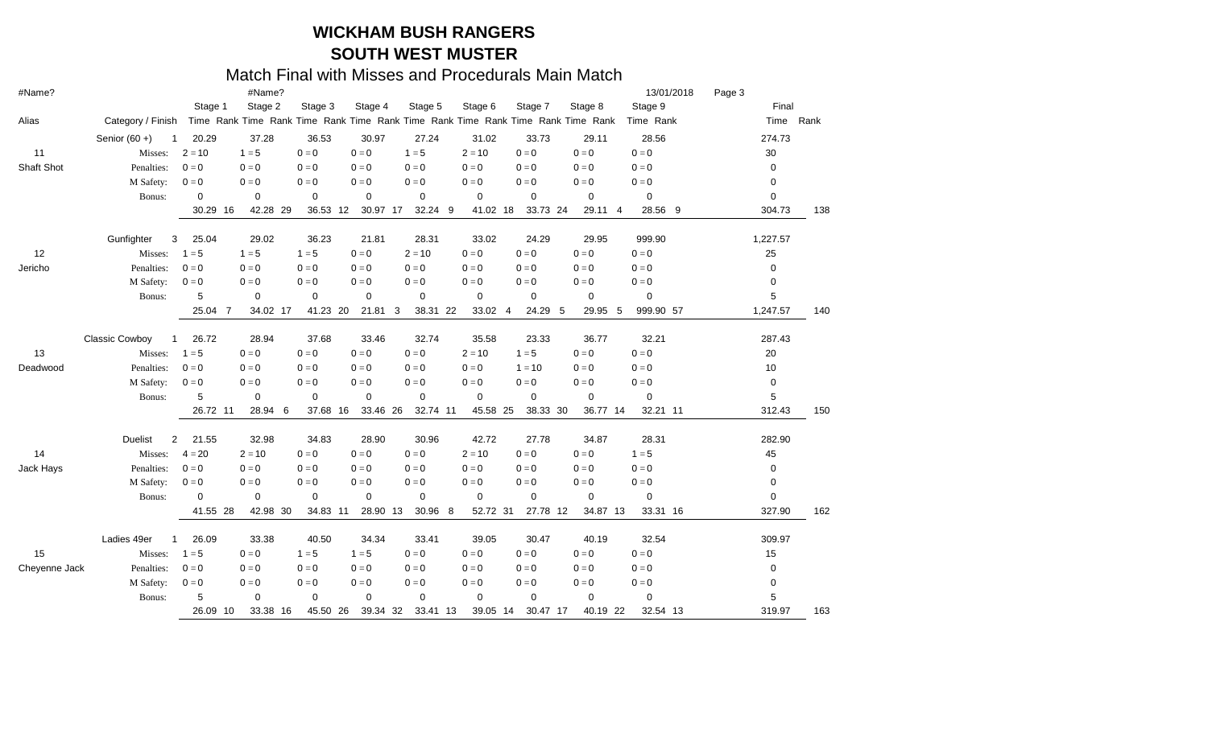# WICKHAM BUSH RANGERS

# SOUTH WEST MUSTER

## Match Final with Misses and Procedurals Main Match

#Name? | #Name? | 13/01/2018

| Alias | Category / Finish | Stage 1 Time | Rank | Stage 2 Time | Rank | Stage 3 Time | Rank | Stage 4 Time | Rank | Stage 5 Time | Rank | Stage 6 Time | Rank | Stage 7 Time | Rank | Stage 8 Time | Rank | Stage 9 Time | Rank | Final Time | Rank |
|---|---|---|---|---|---|---|---|---|---|---|---|---|---|---|---|---|---|---|---|---|---|
| | Senior (60 +) 1 | 20.29 | | 37.28 | | 36.53 | | 30.97 | | 27.24 | | 31.02 | | 33.73 | | 29.11 | | 28.56 | | 274.73 | |
| 11 | Misses: | 2 = 10 | | 1 = 5 | | 0 = 0 | | 0 = 0 | | 1 = 5 | | 2 = 10 | | 0 = 0 | | 0 = 0 | | 0 = 0 | | 30 | |
| Shaft Shot | Penalties: | 0 = 0 | | 0 = 0 | | 0 = 0 | | 0 = 0 | | 0 = 0 | | 0 = 0 | | 0 = 0 | | 0 = 0 | | 0 = 0 | | 0 | |
| | M Safety: | 0 = 0 | | 0 = 0 | | 0 = 0 | | 0 = 0 | | 0 = 0 | | 0 = 0 | | 0 = 0 | | 0 = 0 | | 0 = 0 | | 0 | |
| | Bonus: | 0 | | 0 | | 0 | | 0 | | 0 | | 0 | | 0 | | 0 | | 0 | | 0 | |
| | | 30.29 | 16 | 42.28 | 29 | 36.53 | 12 | 30.97 | 17 | 32.24 | 9 | 41.02 | 18 | 33.73 | 24 | 29.11 | 4 | 28.56 | 9 | 304.73 | 138 |
| | Gunfighter 3 | 25.04 | | 29.02 | | 36.23 | | 21.81 | | 28.31 | | 33.02 | | 24.29 | | 29.95 | | 999.90 | | 1,227.57 | |
| 12 | Misses: | 1 = 5 | | 1 = 5 | | 1 = 5 | | 0 = 0 | | 2 = 10 | | 0 = 0 | | 0 = 0 | | 0 = 0 | | 0 = 0 | | 25 | |
| Jericho | Penalties: | 0 = 0 | | 0 = 0 | | 0 = 0 | | 0 = 0 | | 0 = 0 | | 0 = 0 | | 0 = 0 | | 0 = 0 | | 0 = 0 | | 0 | |
| | M Safety: | 0 = 0 | | 0 = 0 | | 0 = 0 | | 0 = 0 | | 0 = 0 | | 0 = 0 | | 0 = 0 | | 0 = 0 | | 0 = 0 | | 0 | |
| | Bonus: | 5 | | 0 | | 0 | | 0 | | 0 | | 0 | | 0 | | 0 | | 0 | | 5 | |
| | | 25.04 | 7 | 34.02 | 17 | 41.23 | 20 | 21.81 | 3 | 38.31 | 22 | 33.02 | 4 | 24.29 | 5 | 29.95 | 5 | 999.90 | 57 | 1,247.57 | 140 |
| | Classic Cowboy 1 | 26.72 | | 28.94 | | 37.68 | | 33.46 | | 32.74 | | 35.58 | | 23.33 | | 36.77 | | 32.21 | | 287.43 | |
| 13 | Misses: | 1 = 5 | | 0 = 0 | | 0 = 0 | | 0 = 0 | | 0 = 0 | | 2 = 10 | | 1 = 5 | | 0 = 0 | | 0 = 0 | | 20 | |
| Deadwood | Penalties: | 0 = 0 | | 0 = 0 | | 0 = 0 | | 0 = 0 | | 0 = 0 | | 0 = 0 | | 1 = 10 | | 0 = 0 | | 0 = 0 | | 10 | |
| | M Safety: | 0 = 0 | | 0 = 0 | | 0 = 0 | | 0 = 0 | | 0 = 0 | | 0 = 0 | | 0 = 0 | | 0 = 0 | | 0 = 0 | | 0 | |
| | Bonus: | 5 | | 0 | | 0 | | 0 | | 0 | | 0 | | 0 | | 0 | | 0 | | 5 | |
| | | 26.72 | 11 | 28.94 | 6 | 37.68 | 16 | 33.46 | 26 | 32.74 | 11 | 45.58 | 25 | 38.33 | 30 | 36.77 | 14 | 32.21 | 11 | 312.43 | 150 |
| | Duelist 2 | 21.55 | | 32.98 | | 34.83 | | 28.90 | | 30.96 | | 42.72 | | 27.78 | | 34.87 | | 28.31 | | 282.90 | |
| 14 | Misses: | 4 = 20 | | 2 = 10 | | 0 = 0 | | 0 = 0 | | 0 = 0 | | 2 = 10 | | 0 = 0 | | 0 = 0 | | 1 = 5 | | 45 | |
| Jack Hays | Penalties: | 0 = 0 | | 0 = 0 | | 0 = 0 | | 0 = 0 | | 0 = 0 | | 0 = 0 | | 0 = 0 | | 0 = 0 | | 0 = 0 | | 0 | |
| | M Safety: | 0 = 0 | | 0 = 0 | | 0 = 0 | | 0 = 0 | | 0 = 0 | | 0 = 0 | | 0 = 0 | | 0 = 0 | | 0 = 0 | | 0 | |
| | Bonus: | 0 | | 0 | | 0 | | 0 | | 0 | | 0 | | 0 | | 0 | | 0 | | 0 | |
| | | 41.55 | 28 | 42.98 | 30 | 34.83 | 11 | 28.90 | 13 | 30.96 | 8 | 52.72 | 31 | 27.78 | 12 | 34.87 | 13 | 33.31 | 16 | 327.90 | 162 |
| | Ladies 49er 1 | 26.09 | | 33.38 | | 40.50 | | 34.34 | | 33.41 | | 39.05 | | 30.47 | | 40.19 | | 32.54 | | 309.97 | |
| 15 | Misses: | 1 = 5 | | 0 = 0 | | 1 = 5 | | 1 = 5 | | 0 = 0 | | 0 = 0 | | 0 = 0 | | 0 = 0 | | 0 = 0 | | 15 | |
| Cheyenne Jack | Penalties: | 0 = 0 | | 0 = 0 | | 0 = 0 | | 0 = 0 | | 0 = 0 | | 0 = 0 | | 0 = 0 | | 0 = 0 | | 0 = 0 | | 0 | |
| | M Safety: | 0 = 0 | | 0 = 0 | | 0 = 0 | | 0 = 0 | | 0 = 0 | | 0 = 0 | | 0 = 0 | | 0 = 0 | | 0 = 0 | | 0 | |
| | Bonus: | 5 | | 0 | | 0 | | 0 | | 0 | | 0 | | 0 | | 0 | | 0 | | 5 | |
| | | 26.09 | 10 | 33.38 | 16 | 45.50 | 26 | 39.34 | 32 | 33.41 | 13 | 39.05 | 14 | 30.47 | 17 | 40.19 | 22 | 32.54 | 13 | 319.97 | 163 |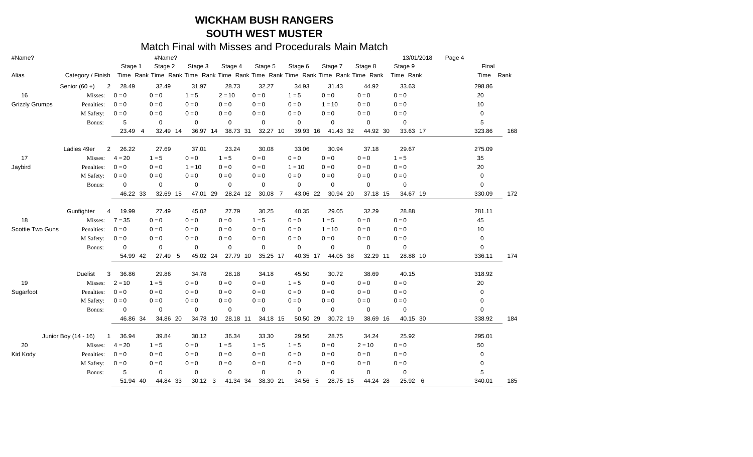# WICKHAM BUSH RANGERS

## SOUTH WEST MUSTER

### Match Final with Misses and Procedurals Main Match

#Name? #Name? 13/01/2018

| Alias | Category / Finish | | Stage 1 Time | Rank | Stage 2 Time | Rank | Stage 3 Time | Rank | Stage 4 Time | Rank | Stage 5 Time | Rank | Stage 6 Time | Rank | Stage 7 Time | Rank | Stage 8 Time | Rank | Stage 9 Time | Rank | Final Time | Rank |
|---|---|---|---|---|---|---|---|---|---|---|---|---|---|---|---|---|---|---|---|---|---|---|
| | Senior (60 +) | 2 | 28.49 | | 32.49 | | 31.97 | | 28.73 | | 32.27 | | 34.93 | | 31.43 | | 44.92 | | 33.63 | | 298.86 | |
| 16 | Misses: | | 0 = 0 | | 0 = 0 | | 1 = 5 | | 2 = 10 | | 0 = 0 | | 1 = 5 | | 0 = 0 | | 0 = 0 | | 0 = 0 | | 20 | |
| Grizzly Grumps | Penalties: | | 0 = 0 | | 0 = 0 | | 0 = 0 | | 0 = 0 | | 0 = 0 | | 0 = 0 | | 1 = 10 | | 0 = 0 | | 0 = 0 | | 10 | |
| | M Safety: | | 0 = 0 | | 0 = 0 | | 0 = 0 | | 0 = 0 | | 0 = 0 | | 0 = 0 | | 0 = 0 | | 0 = 0 | | 0 = 0 | | 0 | |
| | Bonus: | | 5 | | 0 | | 0 | | 0 | | 0 | | 0 | | 0 | | 0 | | 0 | | 5 | |
| | | | 23.49 | 4 | 32.49 | 14 | 36.97 | 14 | 38.73 | 31 | 32.27 | 10 | 39.93 | 16 | 41.43 | 32 | 44.92 | 30 | 33.63 | 17 | 323.86 | 168 |
| | Ladies 49er | 2 | 26.22 | | 27.69 | | 37.01 | | 23.24 | | 30.08 | | 33.06 | | 30.94 | | 37.18 | | 29.67 | | 275.09 | |
| 17 | Misses: | | 4 = 20 | | 1 = 5 | | 0 = 0 | | 1 = 5 | | 0 = 0 | | 0 = 0 | | 0 = 0 | | 0 = 0 | | 1 = 5 | | 35 | |
| Jaybird | Penalties: | | 0 = 0 | | 0 = 0 | | 1 = 10 | | 0 = 0 | | 0 = 0 | | 1 = 10 | | 0 = 0 | | 0 = 0 | | 0 = 0 | | 20 | |
| | M Safety: | | 0 = 0 | | 0 = 0 | | 0 = 0 | | 0 = 0 | | 0 = 0 | | 0 = 0 | | 0 = 0 | | 0 = 0 | | 0 = 0 | | 0 | |
| | Bonus: | | 0 | | 0 | | 0 | | 0 | | 0 | | 0 | | 0 | | 0 | | 0 | | 0 | |
| | | | 46.22 | 33 | 32.69 | 15 | 47.01 | 29 | 28.24 | 12 | 30.08 | 7 | 43.06 | 22 | 30.94 | 20 | 37.18 | 15 | 34.67 | 19 | 330.09 | 172 |
| | Gunfighter | 4 | 19.99 | | 27.49 | | 45.02 | | 27.79 | | 30.25 | | 40.35 | | 29.05 | | 32.29 | | 28.88 | | 281.11 | |
| 18 | Misses: | | 7 = 35 | | 0 = 0 | | 0 = 0 | | 0 = 0 | | 1 = 5 | | 0 = 0 | | 1 = 5 | | 0 = 0 | | 0 = 0 | | 45 | |
| Scottie Two Guns | Penalties: | | 0 = 0 | | 0 = 0 | | 0 = 0 | | 0 = 0 | | 0 = 0 | | 0 = 0 | | 1 = 10 | | 0 = 0 | | 0 = 0 | | 10 | |
| | M Safety: | | 0 = 0 | | 0 = 0 | | 0 = 0 | | 0 = 0 | | 0 = 0 | | 0 = 0 | | 0 = 0 | | 0 = 0 | | 0 = 0 | | 0 | |
| | Bonus: | | 0 | | 0 | | 0 | | 0 | | 0 | | 0 | | 0 | | 0 | | 0 | | 0 | |
| | | | 54.99 | 42 | 27.49 | 5 | 45.02 | 24 | 27.79 | 10 | 35.25 | 17 | 40.35 | 17 | 44.05 | 38 | 32.29 | 11 | 28.88 | 10 | 336.11 | 174 |
| | Duelist | 3 | 36.86 | | 29.86 | | 34.78 | | 28.18 | | 34.18 | | 45.50 | | 30.72 | | 38.69 | | 40.15 | | 318.92 | |
| 19 | Misses: | | 2 = 10 | | 1 = 5 | | 0 = 0 | | 0 = 0 | | 0 = 0 | | 1 = 5 | | 0 = 0 | | 0 = 0 | | 0 = 0 | | 20 | |
| Sugarfoot | Penalties: | | 0 = 0 | | 0 = 0 | | 0 = 0 | | 0 = 0 | | 0 = 0 | | 0 = 0 | | 0 = 0 | | 0 = 0 | | 0 = 0 | | 0 | |
| | M Safety: | | 0 = 0 | | 0 = 0 | | 0 = 0 | | 0 = 0 | | 0 = 0 | | 0 = 0 | | 0 = 0 | | 0 = 0 | | 0 = 0 | | 0 | |
| | Bonus: | | 0 | | 0 | | 0 | | 0 | | 0 | | 0 | | 0 | | 0 | | 0 | | 0 | |
| | | | 46.86 | 34 | 34.86 | 20 | 34.78 | 10 | 28.18 | 11 | 34.18 | 15 | 50.50 | 29 | 30.72 | 19 | 38.69 | 16 | 40.15 | 30 | 338.92 | 184 |
| | Junior Boy (14 - 16) | 1 | 36.94 | | 39.84 | | 30.12 | | 36.34 | | 33.30 | | 29.56 | | 28.75 | | 34.24 | | 25.92 | | 295.01 | |
| 20 | Misses: | | 4 = 20 | | 1 = 5 | | 0 = 0 | | 1 = 5 | | 1 = 5 | | 1 = 5 | | 0 = 0 | | 2 = 10 | | 0 = 0 | | 50 | |
| Kid Kody | Penalties: | | 0 = 0 | | 0 = 0 | | 0 = 0 | | 0 = 0 | | 0 = 0 | | 0 = 0 | | 0 = 0 | | 0 = 0 | | 0 = 0 | | 0 | |
| | M Safety: | | 0 = 0 | | 0 = 0 | | 0 = 0 | | 0 = 0 | | 0 = 0 | | 0 = 0 | | 0 = 0 | | 0 = 0 | | 0 = 0 | | 0 | |
| | Bonus: | | 5 | | 0 | | 0 | | 0 | | 0 | | 0 | | 0 | | 0 | | 0 | | 5 | |
| | | | 51.94 | 40 | 44.84 | 33 | 30.12 | 3 | 41.34 | 34 | 38.30 | 21 | 34.56 | 5 | 28.75 | 15 | 44.24 | 28 | 25.92 | 6 | 340.01 | 185 |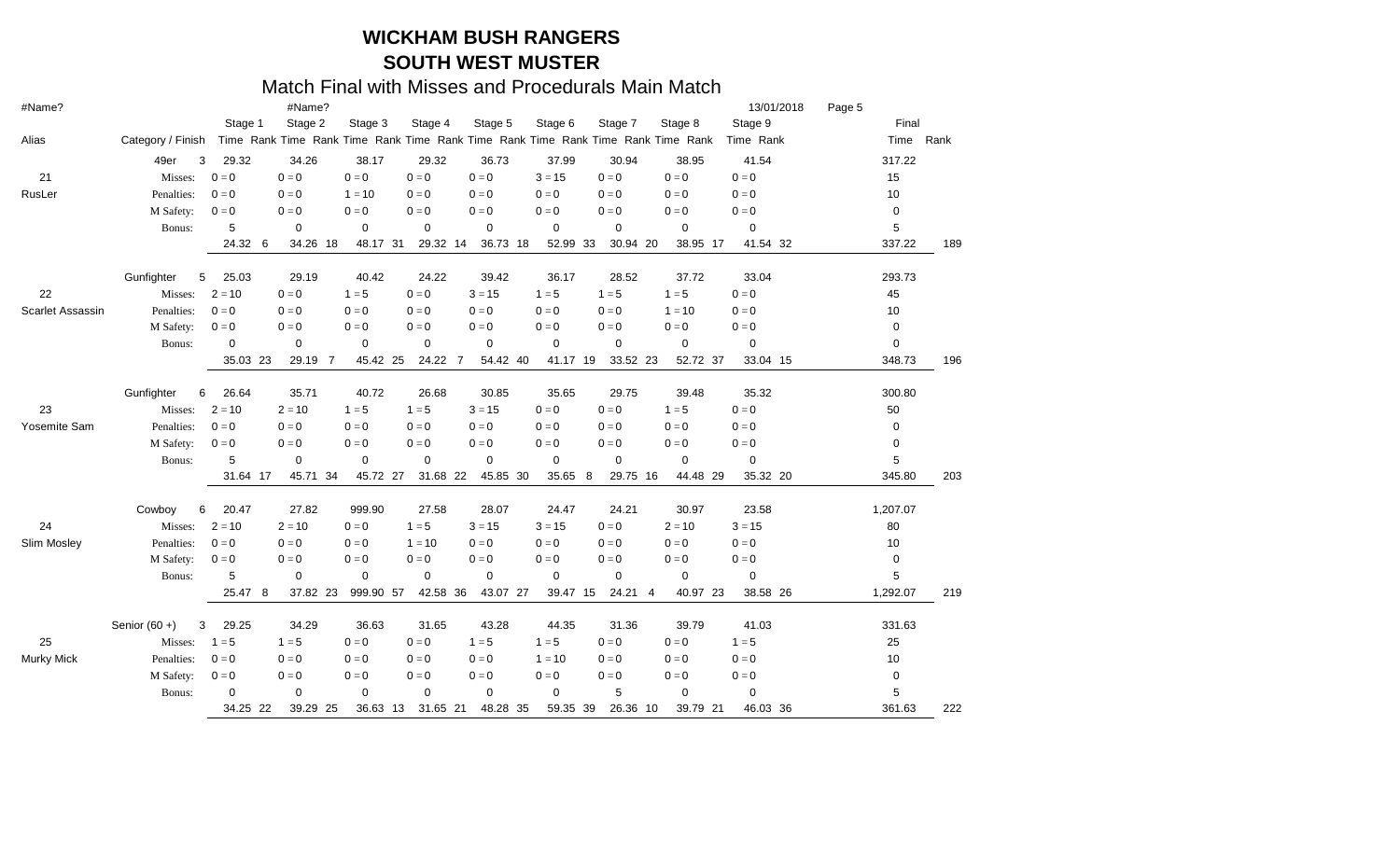# WICKHAM BUSH RANGERS

## SOUTH WEST MUSTER

### Match Final with Misses and Procedurals Main Match

#Name? #Name? 13/01/2018

| Alias | Category / Finish | Stage 1 Time | Rank | Stage 2 Time | Rank | Stage 3 Time | Rank | Stage 4 Time | Rank | Stage 5 Time | Rank | Stage 6 Time | Rank | Stage 7 Time | Rank | Stage 8 Time | Rank | Stage 9 Time | Rank | Final Time | Rank |
|---|---|---|---|---|---|---|---|---|---|---|---|---|---|---|---|---|---|---|---|---|---|
| | 49er 3 | 29.32 | | 34.26 | | 38.17 | | 29.32 | | 36.73 | | 37.99 | | 30.94 | | 38.95 | | 41.54 | | 317.22 | |
| 21 | Misses: | 0 = 0 | | 0 = 0 | | 0 = 0 | | 0 = 0 | | 0 = 0 | | 3 = 15 | | 0 = 0 | | 0 = 0 | | 0 = 0 | | 15 | |
| RusLer | Penalties: | 0 = 0 | | 0 = 0 | | 1 = 10 | | 0 = 0 | | 0 = 0 | | 0 = 0 | | 0 = 0 | | 0 = 0 | | 0 = 0 | | 10 | |
| | M Safety: | 0 = 0 | | 0 = 0 | | 0 = 0 | | 0 = 0 | | 0 = 0 | | 0 = 0 | | 0 = 0 | | 0 = 0 | | 0 = 0 | | 0 | |
| | Bonus: | 5 | | 0 | | 0 | | 0 | | 0 | | 0 | | 0 | | 0 | | 0 | | 5 | |
| | | 24.32 | 6 | 34.26 | 18 | 48.17 | 31 | 29.32 | 14 | 36.73 | 18 | 52.99 | 33 | 30.94 | 20 | 38.95 | 17 | 41.54 | 32 | 337.22 | 189 |
| | Gunfighter 5 | 25.03 | | 29.19 | | 40.42 | | 24.22 | | 39.42 | | 36.17 | | 28.52 | | 37.72 | | 33.04 | | 293.73 | |
| 22 | Misses: | 2 = 10 | | 0 = 0 | | 1 = 5 | | 0 = 0 | | 3 = 15 | | 1 = 5 | | 1 = 5 | | 1 = 5 | | 0 = 0 | | 45 | |
| Scarlet Assassin | Penalties: | 0 = 0 | | 0 = 0 | | 0 = 0 | | 0 = 0 | | 0 = 0 | | 0 = 0 | | 0 = 0 | | 1 = 10 | | 0 = 0 | | 10 | |
| | M Safety: | 0 = 0 | | 0 = 0 | | 0 = 0 | | 0 = 0 | | 0 = 0 | | 0 = 0 | | 0 = 0 | | 0 = 0 | | 0 = 0 | | 0 | |
| | Bonus: | 0 | | 0 | | 0 | | 0 | | 0 | | 0 | | 0 | | 0 | | 0 | | 0 | |
| | | 35.03 | 23 | 29.19 | 7 | 45.42 | 25 | 24.22 | 7 | 54.42 | 40 | 41.17 | 19 | 33.52 | 23 | 52.72 | 37 | 33.04 | 15 | 348.73 | 196 |
| | Gunfighter 6 | 26.64 | | 35.71 | | 40.72 | | 26.68 | | 30.85 | | 35.65 | | 29.75 | | 39.48 | | 35.32 | | 300.80 | |
| 23 | Misses: | 2 = 10 | | 2 = 10 | | 1 = 5 | | 1 = 5 | | 3 = 15 | | 0 = 0 | | 0 = 0 | | 1 = 5 | | 0 = 0 | | 50 | |
| Yosemite Sam | Penalties: | 0 = 0 | | 0 = 0 | | 0 = 0 | | 0 = 0 | | 0 = 0 | | 0 = 0 | | 0 = 0 | | 0 = 0 | | 0 = 0 | | 0 | |
| | M Safety: | 0 = 0 | | 0 = 0 | | 0 = 0 | | 0 = 0 | | 0 = 0 | | 0 = 0 | | 0 = 0 | | 0 = 0 | | 0 = 0 | | 0 | |
| | Bonus: | 5 | | 0 | | 0 | | 0 | | 0 | | 0 | | 0 | | 0 | | 0 | | 5 | |
| | | 31.64 | 17 | 45.71 | 34 | 45.72 | 27 | 31.68 | 22 | 45.85 | 30 | 35.65 | 8 | 29.75 | 16 | 44.48 | 29 | 35.32 | 20 | 345.80 | 203 |
| | Cowboy 6 | 20.47 | | 27.82 | | 999.90 | | 27.58 | | 28.07 | | 24.47 | | 24.21 | | 30.97 | | 23.58 | | 1,207.07 | |
| 24 | Misses: | 2 = 10 | | 2 = 10 | | 0 = 0 | | 1 = 5 | | 3 = 15 | | 3 = 15 | | 0 = 0 | | 2 = 10 | | 3 = 15 | | 80 | |
| Slim Mosley | Penalties: | 0 = 0 | | 0 = 0 | | 0 = 0 | | 1 = 10 | | 0 = 0 | | 0 = 0 | | 0 = 0 | | 0 = 0 | | 0 = 0 | | 10 | |
| | M Safety: | 0 = 0 | | 0 = 0 | | 0 = 0 | | 0 = 0 | | 0 = 0 | | 0 = 0 | | 0 = 0 | | 0 = 0 | | 0 = 0 | | 0 | |
| | Bonus: | 5 | | 0 | | 0 | | 0 | | 0 | | 0 | | 0 | | 0 | | 0 | | 5 | |
| | | 25.47 | 8 | 37.82 | 23 | 999.90 | 57 | 42.58 | 36 | 43.07 | 27 | 39.47 | 15 | 24.21 | 4 | 40.97 | 23 | 38.58 | 26 | 1,292.07 | 219 |
| | Senior (60 +) 3 | 29.25 | | 34.29 | | 36.63 | | 31.65 | | 43.28 | | 44.35 | | 31.36 | | 39.79 | | 41.03 | | 331.63 | |
| 25 | Misses: | 1 = 5 | | 1 = 5 | | 0 = 0 | | 0 = 0 | | 1 = 5 | | 1 = 5 | | 0 = 0 | | 0 = 0 | | 1 = 5 | | 25 | |
| Murky Mick | Penalties: | 0 = 0 | | 0 = 0 | | 0 = 0 | | 0 = 0 | | 0 = 0 | | 1 = 10 | | 0 = 0 | | 0 = 0 | | 0 = 0 | | 10 | |
| | M Safety: | 0 = 0 | | 0 = 0 | | 0 = 0 | | 0 = 0 | | 0 = 0 | | 0 = 0 | | 0 = 0 | | 0 = 0 | | 0 = 0 | | 0 | |
| | Bonus: | 0 | | 0 | | 0 | | 0 | | 0 | | 0 | | 5 | | 0 | | 0 | | 5 | |
| | | 34.25 | 22 | 39.29 | 25 | 36.63 | 13 | 31.65 | 21 | 48.28 | 35 | 59.35 | 39 | 26.36 | 10 | 39.79 | 21 | 46.03 | 36 | 361.63 | 222 |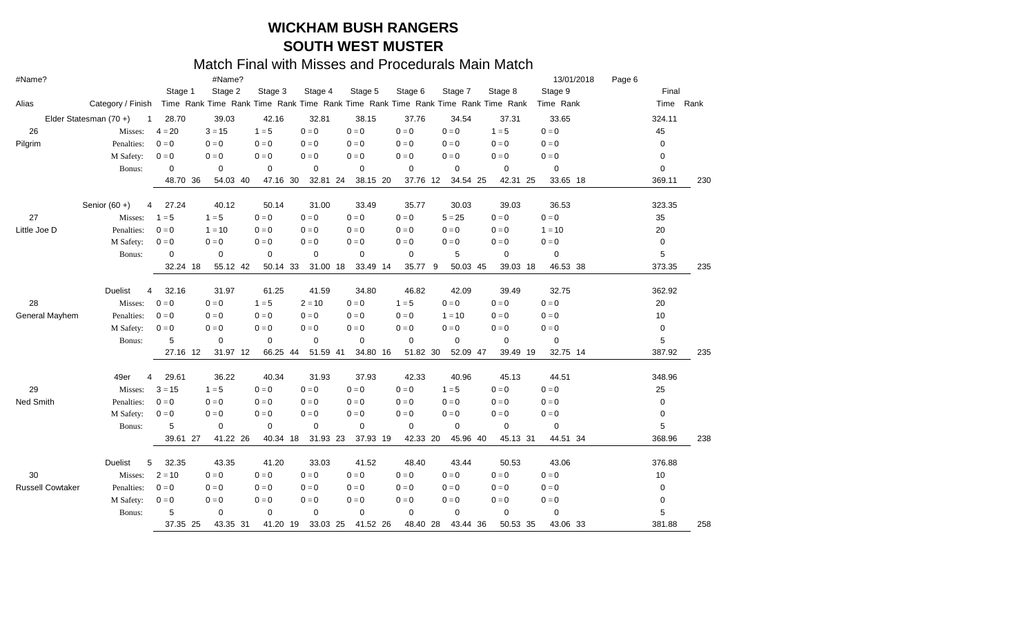# WICKHAM BUSH RANGERS

## SOUTH WEST MUSTER

### Match Final with Misses and Procedurals Main Match

#Name? | #Name? | 13/01/2018

| Alias | Category / Finish | Stage 1 Time | Rank | Stage 2 Time | Rank | Stage 3 Time | Rank | Stage 4 Time | Rank | Stage 5 Time | Rank | Stage 6 Time | Rank | Stage 7 Time | Rank | Stage 8 Time | Rank | Stage 9 Time | Rank | Final Time | Rank |
|---|---|---|---|---|---|---|---|---|---|---|---|---|---|---|---|---|---|---|---|---|---|
| | Elder Statesman (70 +) 1 | 28.70 | | 39.03 | | 42.16 | | 32.81 | | 38.15 | | 37.76 | | 34.54 | | 37.31 | | 33.65 | | 324.11 | |
| 26 | Misses: | 4 = 20 | | 3 = 15 | | 1 = 5 | | 0 = 0 | | 0 = 0 | | 0 = 0 | | 0 = 0 | | 1 = 5 | | 0 = 0 | | 45 | |
| Pilgrim | Penalties: | 0 = 0 | | 0 = 0 | | 0 = 0 | | 0 = 0 | | 0 = 0 | | 0 = 0 | | 0 = 0 | | 0 = 0 | | 0 = 0 | | 0 | |
| | M Safety: | 0 = 0 | | 0 = 0 | | 0 = 0 | | 0 = 0 | | 0 = 0 | | 0 = 0 | | 0 = 0 | | 0 = 0 | | 0 = 0 | | 0 | |
| | Bonus: | 0 | | 0 | | 0 | | 0 | | 0 | | 0 | | 0 | | 0 | | 0 | | 0 | |
| | | 48.70 | 36 | 54.03 | 40 | 47.16 | 30 | 32.81 | 24 | 38.15 | 20 | 37.76 | 12 | 34.54 | 25 | 42.31 | 25 | 33.65 | 18 | 369.11 | 230 |
| | Senior (60 +) 4 | 27.24 | | 40.12 | | 50.14 | | 31.00 | | 33.49 | | 35.77 | | 30.03 | | 39.03 | | 36.53 | | 323.35 | |
| 27 | Misses: | 1 = 5 | | 1 = 5 | | 0 = 0 | | 0 = 0 | | 0 = 0 | | 0 = 0 | | 5 = 25 | | 0 = 0 | | 0 = 0 | | 35 | |
| Little Joe D | Penalties: | 0 = 0 | | 1 = 10 | | 0 = 0 | | 0 = 0 | | 0 = 0 | | 0 = 0 | | 0 = 0 | | 0 = 0 | | 1 = 10 | | 20 | |
| | M Safety: | 0 = 0 | | 0 = 0 | | 0 = 0 | | 0 = 0 | | 0 = 0 | | 0 = 0 | | 0 = 0 | | 0 = 0 | | 0 = 0 | | 0 | |
| | Bonus: | 0 | | 0 | | 0 | | 0 | | 0 | | 0 | | 5 | | 0 | | 0 | | 5 | |
| | | 32.24 | 18 | 55.12 | 42 | 50.14 | 33 | 31.00 | 18 | 33.49 | 14 | 35.77 | 9 | 50.03 | 45 | 39.03 | 18 | 46.53 | 38 | 373.35 | 235 |
| | Duelist 4 | 32.16 | | 31.97 | | 61.25 | | 41.59 | | 34.80 | | 46.82 | | 42.09 | | 39.49 | | 32.75 | | 362.92 | |
| 28 | Misses: | 0 = 0 | | 0 = 0 | | 1 = 5 | | 2 = 10 | | 0 = 0 | | 1 = 5 | | 0 = 0 | | 0 = 0 | | 0 = 0 | | 20 | |
| General Mayhem | Penalties: | 0 = 0 | | 0 = 0 | | 0 = 0 | | 0 = 0 | | 0 = 0 | | 0 = 0 | | 1 = 10 | | 0 = 0 | | 0 = 0 | | 10 | |
| | M Safety: | 0 = 0 | | 0 = 0 | | 0 = 0 | | 0 = 0 | | 0 = 0 | | 0 = 0 | | 0 = 0 | | 0 = 0 | | 0 = 0 | | 0 | |
| | Bonus: | 5 | | 0 | | 0 | | 0 | | 0 | | 0 | | 0 | | 0 | | 0 | | 5 | |
| | | 27.16 | 12 | 31.97 | 12 | 66.25 | 44 | 51.59 | 41 | 34.80 | 16 | 51.82 | 30 | 52.09 | 47 | 39.49 | 19 | 32.75 | 14 | 387.92 | 235 |
| | 49er 4 | 29.61 | | 36.22 | | 40.34 | | 31.93 | | 37.93 | | 42.33 | | 40.96 | | 45.13 | | 44.51 | | 348.96 | |
| 29 | Misses: | 3 = 15 | | 1 = 5 | | 0 = 0 | | 0 = 0 | | 0 = 0 | | 0 = 0 | | 1 = 5 | | 0 = 0 | | 0 = 0 | | 25 | |
| Ned Smith | Penalties: | 0 = 0 | | 0 = 0 | | 0 = 0 | | 0 = 0 | | 0 = 0 | | 0 = 0 | | 0 = 0 | | 0 = 0 | | 0 = 0 | | 0 | |
| | M Safety: | 0 = 0 | | 0 = 0 | | 0 = 0 | | 0 = 0 | | 0 = 0 | | 0 = 0 | | 0 = 0 | | 0 = 0 | | 0 = 0 | | 0 | |
| | Bonus: | 5 | | 0 | | 0 | | 0 | | 0 | | 0 | | 0 | | 0 | | 0 | | 5 | |
| | | 39.61 | 27 | 41.22 | 26 | 40.34 | 18 | 31.93 | 23 | 37.93 | 19 | 42.33 | 20 | 45.96 | 40 | 45.13 | 31 | 44.51 | 34 | 368.96 | 238 |
| | Duelist 5 | 32.35 | | 43.35 | | 41.20 | | 33.03 | | 41.52 | | 48.40 | | 43.44 | | 50.53 | | 43.06 | | 376.88 | |
| 30 | Misses: | 2 = 10 | | 0 = 0 | | 0 = 0 | | 0 = 0 | | 0 = 0 | | 0 = 0 | | 0 = 0 | | 0 = 0 | | 0 = 0 | | 10 | |
| Russell Cowtaker | Penalties: | 0 = 0 | | 0 = 0 | | 0 = 0 | | 0 = 0 | | 0 = 0 | | 0 = 0 | | 0 = 0 | | 0 = 0 | | 0 = 0 | | 0 | |
| | M Safety: | 0 = 0 | | 0 = 0 | | 0 = 0 | | 0 = 0 | | 0 = 0 | | 0 = 0 | | 0 = 0 | | 0 = 0 | | 0 = 0 | | 0 | |
| | Bonus: | 5 | | 0 | | 0 | | 0 | | 0 | | 0 | | 0 | | 0 | | 0 | | 5 | |
| | | 37.35 | 25 | 43.35 | 31 | 41.20 | 19 | 33.03 | 25 | 41.52 | 26 | 48.40 | 28 | 43.44 | 36 | 50.53 | 35 | 43.06 | 33 | 381.88 | 258 |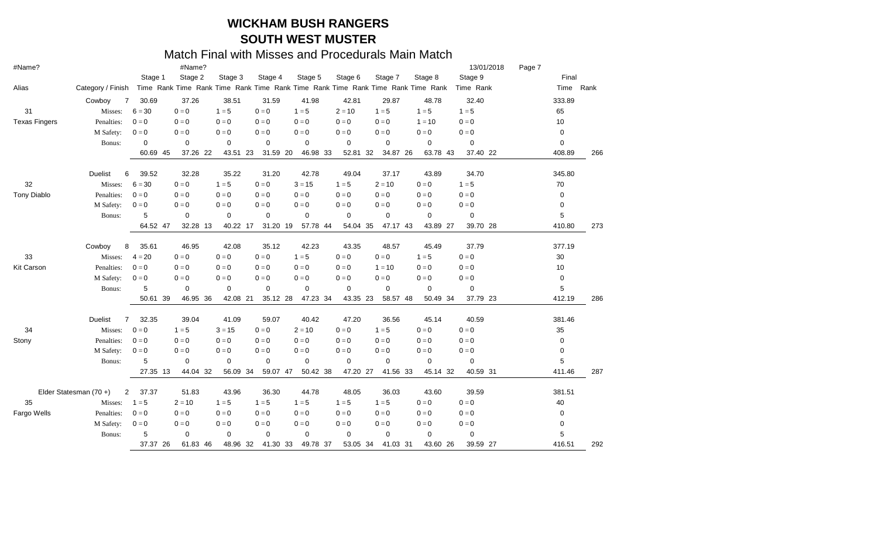# WICKHAM BUSH RANGERS
## SOUTH WEST MUSTER
### Match Final with Misses and Procedurals Main Match

#Name? | #Name? | 13/01/2018

| Alias | Category / Finish | | Stage 1 Time | Rank | Stage 2 Time | Rank | Stage 3 Time | Rank | Stage 4 Time | Rank | Stage 5 Time | Rank | Stage 6 Time | Rank | Stage 7 Time | Rank | Stage 8 Time | Rank | Stage 9 Time | Rank | Final Time | Rank |
|---|---|---|---|---|---|---|---|---|---|---|---|---|---|---|---|---|---|---|---|---|---|---|
| | Cowboy | 7 | 30.69 | | 37.26 | | 38.51 | | 31.59 | | 41.98 | | 42.81 | | 29.87 | | 48.78 | | 32.40 | | 333.89 | |
| 31 | Misses: | | 6 = 30 | | 0 = 0 | | 1 = 5 | | 0 = 0 | | 1 = 5 | | 2 = 10 | | 1 = 5 | | 1 = 5 | | 1 = 5 | | 65 | |
| Texas Fingers | Penalties: | | 0 = 0 | | 0 = 0 | | 0 = 0 | | 0 = 0 | | 0 = 0 | | 0 = 0 | | 0 = 0 | | 1 = 10 | | 0 = 0 | | 10 | |
| | M Safety: | | 0 = 0 | | 0 = 0 | | 0 = 0 | | 0 = 0 | | 0 = 0 | | 0 = 0 | | 0 = 0 | | 0 = 0 | | 0 = 0 | | 0 | |
| | Bonus: | | 0 | | 0 | | 0 | | 0 | | 0 | | 0 | | 0 | | 0 | | 0 | | 0 | |
| | | | 60.69 | 45 | 37.26 | 22 | 43.51 | 23 | 31.59 | 20 | 46.98 | 33 | 52.81 | 32 | 34.87 | 26 | 63.78 | 43 | 37.40 | 22 | 408.89 | 266 |
| | Duelist | 6 | 39.52 | | 32.28 | | 35.22 | | 31.20 | | 42.78 | | 49.04 | | 37.17 | | 43.89 | | 34.70 | | 345.80 | |
| 32 | Misses: | | 6 = 30 | | 0 = 0 | | 1 = 5 | | 0 = 0 | | 3 = 15 | | 1 = 5 | | 2 = 10 | | 0 = 0 | | 1 = 5 | | 70 | |
| Tony Diablo | Penalties: | | 0 = 0 | | 0 = 0 | | 0 = 0 | | 0 = 0 | | 0 = 0 | | 0 = 0 | | 0 = 0 | | 0 = 0 | | 0 = 0 | | 0 | |
| | M Safety: | | 0 = 0 | | 0 = 0 | | 0 = 0 | | 0 = 0 | | 0 = 0 | | 0 = 0 | | 0 = 0 | | 0 = 0 | | 0 = 0 | | 0 | |
| | Bonus: | | 5 | | 0 | | 0 | | 0 | | 0 | | 0 | | 0 | | 0 | | 0 | | 5 | |
| | | | 64.52 | 47 | 32.28 | 13 | 40.22 | 17 | 31.20 | 19 | 57.78 | 44 | 54.04 | 35 | 47.17 | 43 | 43.89 | 27 | 39.70 | 28 | 410.80 | 273 |
| | Cowboy | 8 | 35.61 | | 46.95 | | 42.08 | | 35.12 | | 42.23 | | 43.35 | | 48.57 | | 45.49 | | 37.79 | | 377.19 | |
| 33 | Misses: | | 4 = 20 | | 0 = 0 | | 0 = 0 | | 0 = 0 | | 1 = 5 | | 0 = 0 | | 0 = 0 | | 1 = 5 | | 0 = 0 | | 30 | |
| Kit Carson | Penalties: | | 0 = 0 | | 0 = 0 | | 0 = 0 | | 0 = 0 | | 0 = 0 | | 0 = 0 | | 1 = 10 | | 0 = 0 | | 0 = 0 | | 10 | |
| | M Safety: | | 0 = 0 | | 0 = 0 | | 0 = 0 | | 0 = 0 | | 0 = 0 | | 0 = 0 | | 0 = 0 | | 0 = 0 | | 0 = 0 | | 0 | |
| | Bonus: | | 5 | | 0 | | 0 | | 0 | | 0 | | 0 | | 0 | | 0 | | 0 | | 5 | |
| | | | 50.61 | 39 | 46.95 | 36 | 42.08 | 21 | 35.12 | 28 | 47.23 | 34 | 43.35 | 23 | 58.57 | 48 | 50.49 | 34 | 37.79 | 23 | 412.19 | 286 |
| | Duelist | 7 | 32.35 | | 39.04 | | 41.09 | | 59.07 | | 40.42 | | 47.20 | | 36.56 | | 45.14 | | 40.59 | | 381.46 | |
| 34 | Misses: | | 0 = 0 | | 1 = 5 | | 3 = 15 | | 0 = 0 | | 2 = 10 | | 0 = 0 | | 1 = 5 | | 0 = 0 | | 0 = 0 | | 35 | |
| Stony | Penalties: | | 0 = 0 | | 0 = 0 | | 0 = 0 | | 0 = 0 | | 0 = 0 | | 0 = 0 | | 0 = 0 | | 0 = 0 | | 0 = 0 | | 0 | |
| | M Safety: | | 0 = 0 | | 0 = 0 | | 0 = 0 | | 0 = 0 | | 0 = 0 | | 0 = 0 | | 0 = 0 | | 0 = 0 | | 0 = 0 | | 0 | |
| | Bonus: | | 5 | | 0 | | 0 | | 0 | | 0 | | 0 | | 0 | | 0 | | 0 | | 5 | |
| | | | 27.35 | 13 | 44.04 | 32 | 56.09 | 34 | 59.07 | 47 | 50.42 | 38 | 47.20 | 27 | 41.56 | 33 | 45.14 | 32 | 40.59 | 31 | 411.46 | 287 |
| | Elder Statesman (70 +) | 2 | 37.37 | | 51.83 | | 43.96 | | 36.30 | | 44.78 | | 48.05 | | 36.03 | | 43.60 | | 39.59 | | 381.51 | |
| 35 | Misses: | | 1 = 5 | | 2 = 10 | | 1 = 5 | | 1 = 5 | | 1 = 5 | | 1 = 5 | | 1 = 5 | | 0 = 0 | | 0 = 0 | | 40 | |
| Fargo Wells | Penalties: | | 0 = 0 | | 0 = 0 | | 0 = 0 | | 0 = 0 | | 0 = 0 | | 0 = 0 | | 0 = 0 | | 0 = 0 | | 0 = 0 | | 0 | |
| | M Safety: | | 0 = 0 | | 0 = 0 | | 0 = 0 | | 0 = 0 | | 0 = 0 | | 0 = 0 | | 0 = 0 | | 0 = 0 | | 0 = 0 | | 0 | |
| | Bonus: | | 5 | | 0 | | 0 | | 0 | | 0 | | 0 | | 0 | | 0 | | 0 | | 5 | |
| | | | 37.37 | 26 | 61.83 | 46 | 48.96 | 32 | 41.30 | 33 | 49.78 | 37 | 53.05 | 34 | 41.03 | 31 | 43.60 | 26 | 39.59 | 27 | 416.51 | 292 |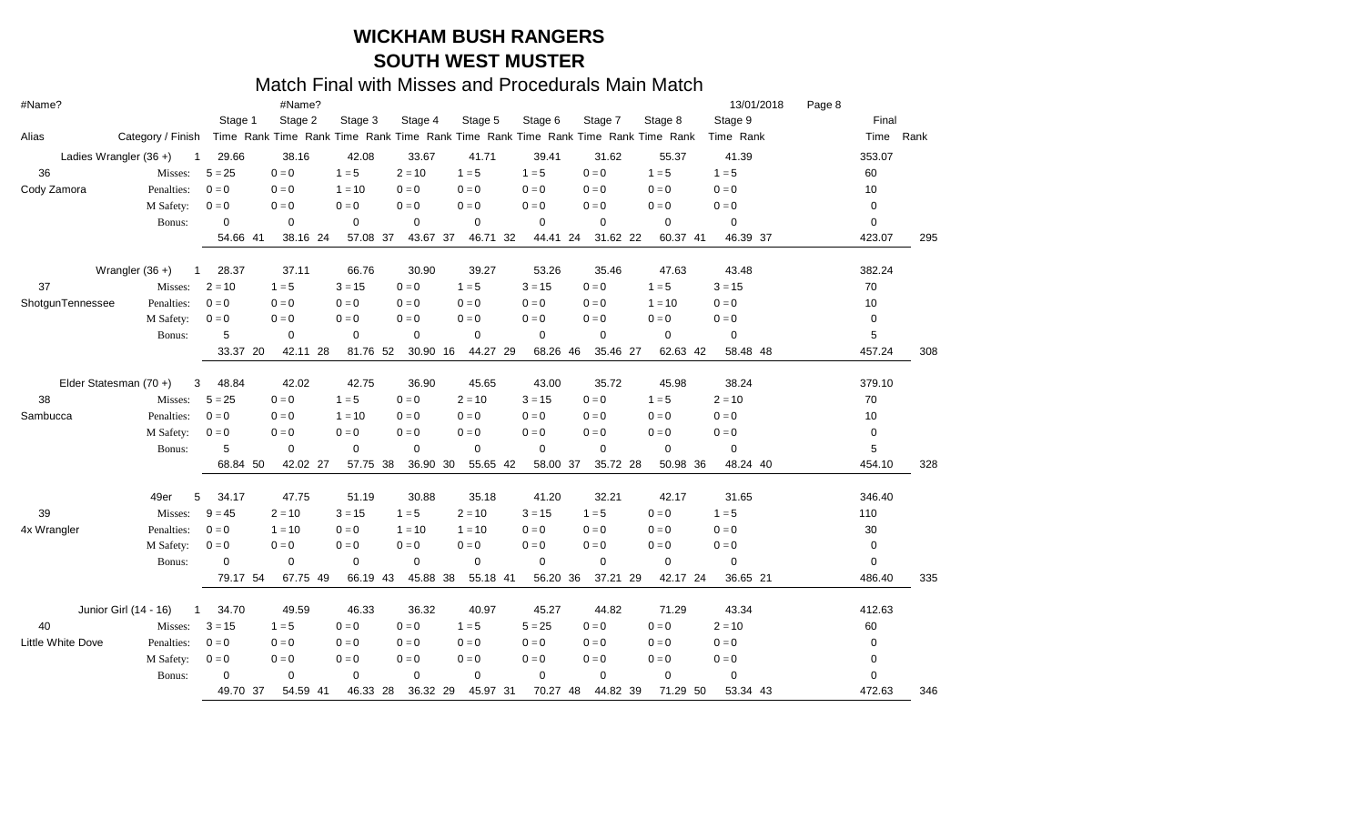# WICKHAM BUSH RANGERS

## SOUTH WEST MUSTER

### Match Final with Misses and Procedurals Main Match

#Name? #Name? 13/01/2018

| Alias | Category / Finish | | Stage 1 Time Rank | Stage 2 Time Rank | Stage 3 Time Rank | Stage 4 Time Rank | Stage 5 Time Rank | Stage 6 Time Rank | Stage 7 Time Rank | Stage 8 Time Rank | Stage 9 Time Rank | Final Time | Rank |
|---|---|---|---|---|---|---|---|---|---|---|---|---|---|
| | Ladies Wrangler (36 +) | 1 | 29.66 | 38.16 | 42.08 | 33.67 | 41.71 | 39.41 | 31.62 | 55.37 | 41.39 | 353.07 | |
| 36 | Misses: | | 5 = 25 | 0 = 0 | 1 = 5 | 2 = 10 | 1 = 5 | 1 = 5 | 0 = 0 | 1 = 5 | 1 = 5 | 60 | |
| Cody Zamora | Penalties: | | 0 = 0 | 0 = 0 | 1 = 10 | 0 = 0 | 0 = 0 | 0 = 0 | 0 = 0 | 0 = 0 | 0 = 0 | 10 | |
| | M Safety: | | 0 = 0 | 0 = 0 | 0 = 0 | 0 = 0 | 0 = 0 | 0 = 0 | 0 = 0 | 0 = 0 | 0 = 0 | 0 | |
| | Bonus: | | 0 | 0 | 0 | 0 | 0 | 0 | 0 | 0 | 0 | 0 | |
| | | | 54.66 41 | 38.16 24 | 57.08 37 | 43.67 37 | 46.71 32 | 44.41 24 | 31.62 22 | 60.37 41 | 46.39 37 | 423.07 | 295 |
| | Wrangler (36 +) | 1 | 28.37 | 37.11 | 66.76 | 30.90 | 39.27 | 53.26 | 35.46 | 47.63 | 43.48 | 382.24 | |
| 37 | Misses: | | 2 = 10 | 1 = 5 | 3 = 15 | 0 = 0 | 1 = 5 | 3 = 15 | 0 = 0 | 1 = 5 | 3 = 15 | 70 | |
| ShotgunTennessee | Penalties: | | 0 = 0 | 0 = 0 | 0 = 0 | 0 = 0 | 0 = 0 | 0 = 0 | 0 = 0 | 1 = 10 | 0 = 0 | 10 | |
| | M Safety: | | 0 = 0 | 0 = 0 | 0 = 0 | 0 = 0 | 0 = 0 | 0 = 0 | 0 = 0 | 0 = 0 | 0 = 0 | 0 | |
| | Bonus: | | 5 | 0 | 0 | 0 | 0 | 0 | 0 | 0 | 0 | 5 | |
| | | | 33.37 20 | 42.11 28 | 81.76 52 | 30.90 16 | 44.27 29 | 68.26 46 | 35.46 27 | 62.63 42 | 58.48 48 | 457.24 | 308 |
| | Elder Statesman (70 +) | 3 | 48.84 | 42.02 | 42.75 | 36.90 | 45.65 | 43.00 | 35.72 | 45.98 | 38.24 | 379.10 | |
| 38 | Misses: | | 5 = 25 | 0 = 0 | 1 = 5 | 0 = 0 | 2 = 10 | 3 = 15 | 0 = 0 | 1 = 5 | 2 = 10 | 70 | |
| Sambucca | Penalties: | | 0 = 0 | 0 = 0 | 1 = 10 | 0 = 0 | 0 = 0 | 0 = 0 | 0 = 0 | 0 = 0 | 0 = 0 | 10 | |
| | M Safety: | | 0 = 0 | 0 = 0 | 0 = 0 | 0 = 0 | 0 = 0 | 0 = 0 | 0 = 0 | 0 = 0 | 0 = 0 | 0 | |
| | Bonus: | | 5 | 0 | 0 | 0 | 0 | 0 | 0 | 0 | 0 | 5 | |
| | | | 68.84 50 | 42.02 27 | 57.75 38 | 36.90 30 | 55.65 42 | 58.00 37 | 35.72 28 | 50.98 36 | 48.24 40 | 454.10 | 328 |
| | 49er | 5 | 34.17 | 47.75 | 51.19 | 30.88 | 35.18 | 41.20 | 32.21 | 42.17 | 31.65 | 346.40 | |
| 39 | Misses: | | 9 = 45 | 2 = 10 | 3 = 15 | 1 = 5 | 2 = 10 | 3 = 15 | 1 = 5 | 0 = 0 | 1 = 5 | 110 | |
| 4x Wrangler | Penalties: | | 0 = 0 | 1 = 10 | 0 = 0 | 1 = 10 | 1 = 10 | 0 = 0 | 0 = 0 | 0 = 0 | 0 = 0 | 30 | |
| | M Safety: | | 0 = 0 | 0 = 0 | 0 = 0 | 0 = 0 | 0 = 0 | 0 = 0 | 0 = 0 | 0 = 0 | 0 = 0 | 0 | |
| | Bonus: | | 0 | 0 | 0 | 0 | 0 | 0 | 0 | 0 | 0 | 0 | |
| | | | 79.17 54 | 67.75 49 | 66.19 43 | 45.88 38 | 55.18 41 | 56.20 36 | 37.21 29 | 42.17 24 | 36.65 21 | 486.40 | 335 |
| | Junior Girl (14 - 16) | 1 | 34.70 | 49.59 | 46.33 | 36.32 | 40.97 | 45.27 | 44.82 | 71.29 | 43.34 | 412.63 | |
| 40 | Misses: | | 3 = 15 | 1 = 5 | 0 = 0 | 0 = 0 | 1 = 5 | 5 = 25 | 0 = 0 | 0 = 0 | 2 = 10 | 60 | |
| Little White Dove | Penalties: | | 0 = 0 | 0 = 0 | 0 = 0 | 0 = 0 | 0 = 0 | 0 = 0 | 0 = 0 | 0 = 0 | 0 = 0 | 0 | |
| | M Safety: | | 0 = 0 | 0 = 0 | 0 = 0 | 0 = 0 | 0 = 0 | 0 = 0 | 0 = 0 | 0 = 0 | 0 = 0 | 0 | |
| | Bonus: | | 0 | 0 | 0 | 0 | 0 | 0 | 0 | 0 | 0 | 0 | |
| | | | 49.70 37 | 54.59 41 | 46.33 28 | 36.32 29 | 45.97 31 | 70.27 48 | 44.82 39 | 71.29 50 | 53.34 43 | 472.63 | 346 |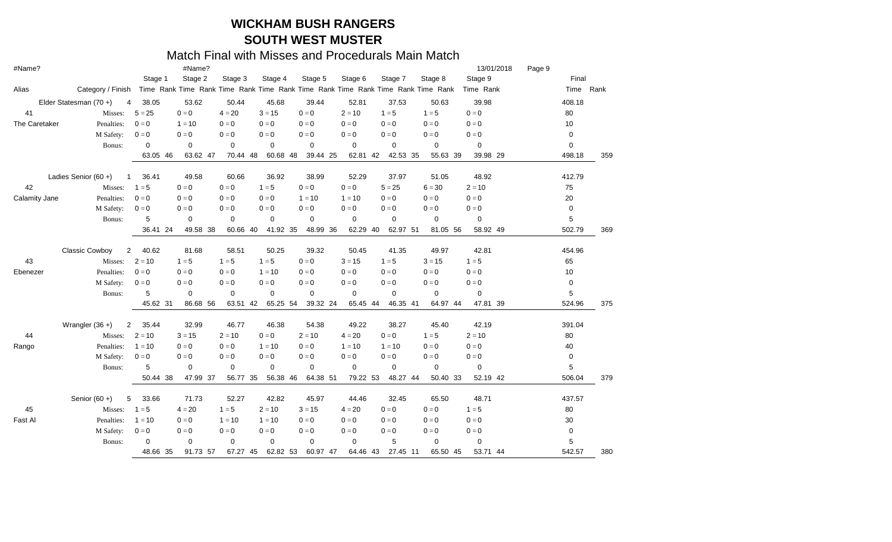# WICKHAM BUSH RANGERS
## SOUTH WEST MUSTER
### Match Final with Misses and Procedurals Main Match

#Name? | #Name? | 13/01/2018

| Alias | Category / Finish | | Stage 1 Time | Rank | Stage 2 Time | Rank | Stage 3 Time | Rank | Stage 4 Time | Rank | Stage 5 Time | Rank | Stage 6 Time | Rank | Stage 7 Time | Rank | Stage 8 Time | Rank | Stage 9 Time | Rank | Final Time | Rank |
|---|---|---|---|---|---|---|---|---|---|---|---|---|---|---|---|---|---|---|---|---|---|---|
| | Elder Statesman (70 +) | 4 | 38.05 | | 53.62 | | 50.44 | | 45.68 | | 39.44 | | 52.81 | | 37.53 | | 50.63 | | 39.98 | | 408.18 | |
| 41 | Misses: | | 5 = 25 | | 0 = 0 | | 4 = 20 | | 3 = 15 | | 0 = 0 | | 2 = 10 | | 1 = 5 | | 1 = 5 | | 0 = 0 | | 80 | |
| The Caretaker | Penalties: | | 0 = 0 | | 1 = 10 | | 0 = 0 | | 0 = 0 | | 0 = 0 | | 0 = 0 | | 0 = 0 | | 0 = 0 | | 0 = 0 | | 10 | |
| | M Safety: | | 0 = 0 | | 0 = 0 | | 0 = 0 | | 0 = 0 | | 0 = 0 | | 0 = 0 | | 0 = 0 | | 0 = 0 | | 0 = 0 | | 0 | |
| | Bonus: | | 0 | | 0 | | 0 | | 0 | | 0 | | 0 | | 0 | | 0 | | 0 | | 0 | |
| | | | 63.05 | 46 | 63.62 | 47 | 70.44 | 48 | 60.68 | 48 | 39.44 | 25 | 62.81 | 42 | 42.53 | 35 | 55.63 | 39 | 39.98 | 29 | 498.18 | 359 |
| | Ladies Senior (60 +) | 1 | 36.41 | | 49.58 | | 60.66 | | 36.92 | | 38.99 | | 52.29 | | 37.97 | | 51.05 | | 48.92 | | 412.79 | |
| 42 | Misses: | | 1 = 5 | | 0 = 0 | | 0 = 0 | | 1 = 5 | | 0 = 0 | | 0 = 0 | | 5 = 25 | | 6 = 30 | | 2 = 10 | | 75 | |
| Calamity Jane | Penalties: | | 0 = 0 | | 0 = 0 | | 0 = 0 | | 0 = 0 | | 1 = 10 | | 1 = 10 | | 0 = 0 | | 0 = 0 | | 0 = 0 | | 20 | |
| | M Safety: | | 0 = 0 | | 0 = 0 | | 0 = 0 | | 0 = 0 | | 0 = 0 | | 0 = 0 | | 0 = 0 | | 0 = 0 | | 0 = 0 | | 0 | |
| | Bonus: | | 5 | | 0 | | 0 | | 0 | | 0 | | 0 | | 0 | | 0 | | 0 | | 5 | |
| | | | 36.41 | 24 | 49.58 | 38 | 60.66 | 40 | 41.92 | 35 | 48.99 | 36 | 62.29 | 40 | 62.97 | 51 | 81.05 | 56 | 58.92 | 49 | 502.79 | 369 |
| | Classic Cowboy | 2 | 40.62 | | 81.68 | | 58.51 | | 50.25 | | 39.32 | | 50.45 | | 41.35 | | 49.97 | | 42.81 | | 454.96 | |
| 43 | Misses: | | 2 = 10 | | 1 = 5 | | 1 = 5 | | 1 = 5 | | 0 = 0 | | 3 = 15 | | 1 = 5 | | 3 = 15 | | 1 = 5 | | 65 | |
| Ebenezer | Penalties: | | 0 = 0 | | 0 = 0 | | 0 = 0 | | 1 = 10 | | 0 = 0 | | 0 = 0 | | 0 = 0 | | 0 = 0 | | 0 = 0 | | 10 | |
| | M Safety: | | 0 = 0 | | 0 = 0 | | 0 = 0 | | 0 = 0 | | 0 = 0 | | 0 = 0 | | 0 = 0 | | 0 = 0 | | 0 = 0 | | 0 | |
| | Bonus: | | 5 | | 0 | | 0 | | 0 | | 0 | | 0 | | 0 | | 0 | | 0 | | 5 | |
| | | | 45.62 | 31 | 86.68 | 56 | 63.51 | 42 | 65.25 | 54 | 39.32 | 24 | 65.45 | 44 | 46.35 | 41 | 64.97 | 44 | 47.81 | 39 | 524.96 | 375 |
| | Wrangler (36 +) | 2 | 35.44 | | 32.99 | | 46.77 | | 46.38 | | 54.38 | | 49.22 | | 38.27 | | 45.40 | | 42.19 | | 391.04 | |
| 44 | Misses: | | 2 = 10 | | 3 = 15 | | 2 = 10 | | 0 = 0 | | 2 = 10 | | 4 = 20 | | 0 = 0 | | 1 = 5 | | 2 = 10 | | 80 | |
| Rango | Penalties: | | 1 = 10 | | 0 = 0 | | 0 = 0 | | 1 = 10 | | 0 = 0 | | 1 = 10 | | 1 = 10 | | 0 = 0 | | 0 = 0 | | 40 | |
| | M Safety: | | 0 = 0 | | 0 = 0 | | 0 = 0 | | 0 = 0 | | 0 = 0 | | 0 = 0 | | 0 = 0 | | 0 = 0 | | 0 = 0 | | 0 | |
| | Bonus: | | 5 | | 0 | | 0 | | 0 | | 0 | | 0 | | 0 | | 0 | | 0 | | 5 | |
| | | | 50.44 | 38 | 47.99 | 37 | 56.77 | 35 | 56.38 | 46 | 64.38 | 51 | 79.22 | 53 | 48.27 | 44 | 50.40 | 33 | 52.19 | 42 | 506.04 | 379 |
| | Senior (60 +) | 5 | 33.66 | | 71.73 | | 52.27 | | 42.82 | | 45.97 | | 44.46 | | 32.45 | | 65.50 | | 48.71 | | 437.57 | |
| 45 | Misses: | | 1 = 5 | | 4 = 20 | | 1 = 5 | | 2 = 10 | | 3 = 15 | | 4 = 20 | | 0 = 0 | | 0 = 0 | | 1 = 5 | | 80 | |
| Fast Al | Penalties: | | 1 = 10 | | 0 = 0 | | 1 = 10 | | 1 = 10 | | 0 = 0 | | 0 = 0 | | 0 = 0 | | 0 = 0 | | 0 = 0 | | 30 | |
| | M Safety: | | 0 = 0 | | 0 = 0 | | 0 = 0 | | 0 = 0 | | 0 = 0 | | 0 = 0 | | 0 = 0 | | 0 = 0 | | 0 = 0 | | 0 | |
| | Bonus: | | 0 | | 0 | | 0 | | 0 | | 0 | | 0 | | 5 | | 0 | | 0 | | 5 | |
| | | | 48.66 | 35 | 91.73 | 57 | 67.27 | 45 | 62.82 | 53 | 60.97 | 47 | 64.46 | 43 | 27.45 | 11 | 65.50 | 45 | 53.71 | 44 | 542.57 | 380 |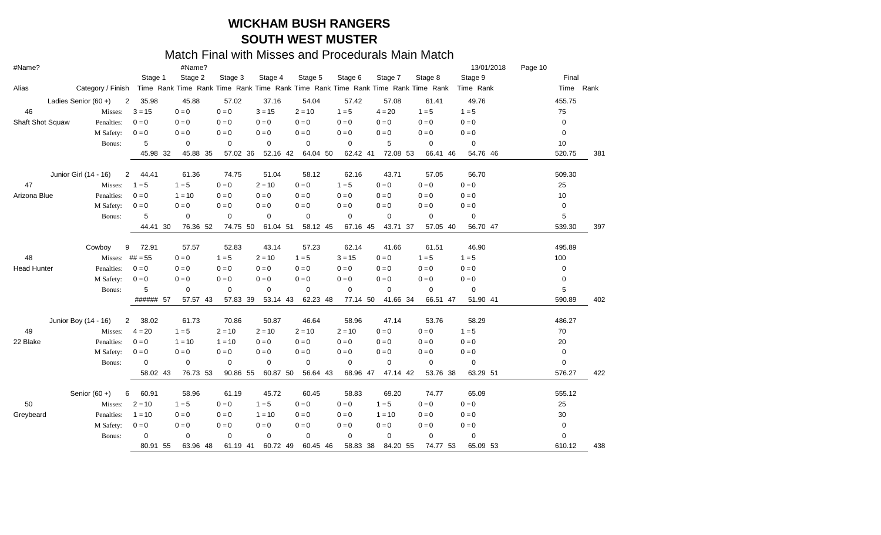# WICKHAM BUSH RANGERS

## SOUTH WEST MUSTER

### Match Final with Misses and Procedurals Main Match

#Name? | #Name? | 13/01/2018 | Page 10

| Alias | Category / Finish | | Stage 1 Time | Rank | Stage 2 Time | Rank | Stage 3 Time | Rank | Stage 4 Time | Rank | Stage 5 Time | Rank | Stage 6 Time | Rank | Stage 7 Time | Rank | Stage 8 Time | Rank | Stage 9 Time | Rank | Final Time | Rank |
|---|---|---|---|---|---|---|---|---|---|---|---|---|---|---|---|---|---|---|---|---|---|---|
| | Ladies Senior (60 +) | 2 | 35.98 | | 45.88 | | 57.02 | | 37.16 | | 54.04 | | 57.42 | | 57.08 | | 61.41 | | 49.76 | | 455.75 | |
| 46 | Misses: | | 3 = 15 | | 0 = 0 | | 0 = 0 | | 3 = 15 | | 2 = 10 | | 1 = 5 | | 4 = 20 | | 1 = 5 | | 1 = 5 | | 75 | |
| Shaft Shot Squaw | Penalties: | | 0 = 0 | | 0 = 0 | | 0 = 0 | | 0 = 0 | | 0 = 0 | | 0 = 0 | | 0 = 0 | | 0 = 0 | | 0 = 0 | | 0 | |
| | M Safety: | | 0 = 0 | | 0 = 0 | | 0 = 0 | | 0 = 0 | | 0 = 0 | | 0 = 0 | | 0 = 0 | | 0 = 0 | | 0 = 0 | | 0 | |
| | Bonus: | | 5 | | 0 | | 0 | | 0 | | 0 | | 0 | | 5 | | 0 | | 0 | | 10 | |
| | | | 45.98 | 32 | 45.88 | 35 | 57.02 | 36 | 52.16 | 42 | 64.04 | 50 | 62.42 | 41 | 72.08 | 53 | 66.41 | 46 | 54.76 | 46 | 520.75 | 381 |
| | Junior Girl (14 - 16) | 2 | 44.41 | | 61.36 | | 74.75 | | 51.04 | | 58.12 | | 62.16 | | 43.71 | | 57.05 | | 56.70 | | 509.30 | |
| 47 | Misses: | | 1 = 5 | | 1 = 5 | | 0 = 0 | | 2 = 10 | | 0 = 0 | | 1 = 5 | | 0 = 0 | | 0 = 0 | | 0 = 0 | | 25 | |
| Arizona Blue | Penalties: | | 0 = 0 | | 1 = 10 | | 0 = 0 | | 0 = 0 | | 0 = 0 | | 0 = 0 | | 0 = 0 | | 0 = 0 | | 0 = 0 | | 10 | |
| | M Safety: | | 0 = 0 | | 0 = 0 | | 0 = 0 | | 0 = 0 | | 0 = 0 | | 0 = 0 | | 0 = 0 | | 0 = 0 | | 0 = 0 | | 0 | |
| | Bonus: | | 5 | | 0 | | 0 | | 0 | | 0 | | 0 | | 0 | | 0 | | 0 | | 5 | |
| | | | 44.41 | 30 | 76.36 | 52 | 74.75 | 50 | 61.04 | 51 | 58.12 | 45 | 67.16 | 45 | 43.71 | 37 | 57.05 | 40 | 56.70 | 47 | 539.30 | 397 |
| | Cowboy | 9 | 72.91 | | 57.57 | | 52.83 | | 43.14 | | 57.23 | | 62.14 | | 41.66 | | 61.51 | | 46.90 | | 495.89 | |
| 48 | Misses: | | ## = 55 | | 0 = 0 | | 1 = 5 | | 2 = 10 | | 1 = 5 | | 3 = 15 | | 0 = 0 | | 1 = 5 | | 1 = 5 | | 100 | |
| Head Hunter | Penalties: | | 0 = 0 | | 0 = 0 | | 0 = 0 | | 0 = 0 | | 0 = 0 | | 0 = 0 | | 0 = 0 | | 0 = 0 | | 0 = 0 | | 0 | |
| | M Safety: | | 0 = 0 | | 0 = 0 | | 0 = 0 | | 0 = 0 | | 0 = 0 | | 0 = 0 | | 0 = 0 | | 0 = 0 | | 0 = 0 | | 0 | |
| | Bonus: | | 5 | | 0 | | 0 | | 0 | | 0 | | 0 | | 0 | | 0 | | 0 | | 5 | |
| | | | ###### | 57 | 57.57 | 43 | 57.83 | 39 | 53.14 | 43 | 62.23 | 48 | 77.14 | 50 | 41.66 | 34 | 66.51 | 47 | 51.90 | 41 | 590.89 | 402 |
| | Junior Boy (14 - 16) | 2 | 38.02 | | 61.73 | | 70.86 | | 50.87 | | 46.64 | | 58.96 | | 47.14 | | 53.76 | | 58.29 | | 486.27 | |
| 49 | Misses: | | 4 = 20 | | 1 = 5 | | 2 = 10 | | 2 = 10 | | 2 = 10 | | 2 = 10 | | 0 = 0 | | 0 = 0 | | 1 = 5 | | 70 | |
| 22 Blake | Penalties: | | 0 = 0 | | 1 = 10 | | 1 = 10 | | 0 = 0 | | 0 = 0 | | 0 = 0 | | 0 = 0 | | 0 = 0 | | 0 = 0 | | 20 | |
| | M Safety: | | 0 = 0 | | 0 = 0 | | 0 = 0 | | 0 = 0 | | 0 = 0 | | 0 = 0 | | 0 = 0 | | 0 = 0 | | 0 = 0 | | 0 | |
| | Bonus: | | 0 | | 0 | | 0 | | 0 | | 0 | | 0 | | 0 | | 0 | | 0 | | 0 | |
| | | | 58.02 | 43 | 76.73 | 53 | 90.86 | 55 | 60.87 | 50 | 56.64 | 43 | 68.96 | 47 | 47.14 | 42 | 53.76 | 38 | 63.29 | 51 | 576.27 | 422 |
| | Senior (60 +) | 6 | 60.91 | | 58.96 | | 61.19 | | 45.72 | | 60.45 | | 58.83 | | 69.20 | | 74.77 | | 65.09 | | 555.12 | |
| 50 | Misses: | | 2 = 10 | | 1 = 5 | | 0 = 0 | | 1 = 5 | | 0 = 0 | | 0 = 0 | | 1 = 5 | | 0 = 0 | | 0 = 0 | | 25 | |
| Greybeard | Penalties: | | 1 = 10 | | 0 = 0 | | 0 = 0 | | 1 = 10 | | 0 = 0 | | 0 = 0 | | 1 = 10 | | 0 = 0 | | 0 = 0 | | 30 | |
| | M Safety: | | 0 = 0 | | 0 = 0 | | 0 = 0 | | 0 = 0 | | 0 = 0 | | 0 = 0 | | 0 = 0 | | 0 = 0 | | 0 = 0 | | 0 | |
| | Bonus: | | 0 | | 0 | | 0 | | 0 | | 0 | | 0 | | 0 | | 0 | | 0 | | 0 | |
| | | | 80.91 | 55 | 63.96 | 48 | 61.19 | 41 | 60.72 | 49 | 60.45 | 46 | 58.83 | 38 | 84.20 | 55 | 74.77 | 53 | 65.09 | 53 | 610.12 | 438 |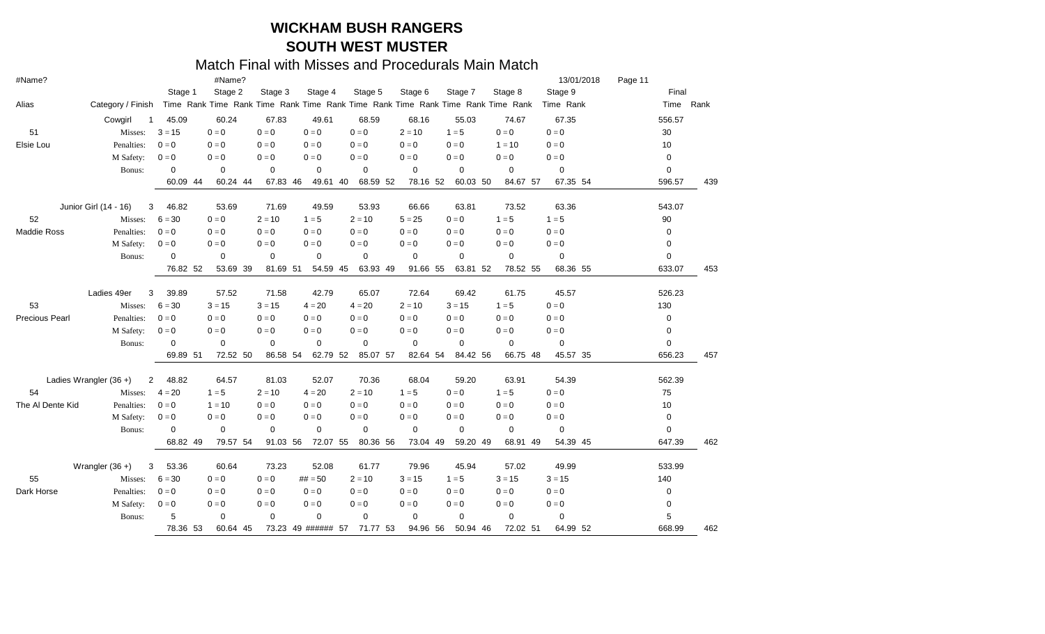# WICKHAM BUSH RANGERS
## SOUTH WEST MUSTER
### Match Final with Misses and Procedurals Main Match

#Name? | #Name? | 13/01/2018

| Alias | Category / Finish | | Stage 1 Time | Rank | Stage 2 Time | Rank | Stage 3 Time | Rank | Stage 4 Time | Rank | Stage 5 Time | Rank | Stage 6 Time | Rank | Stage 7 Time | Rank | Stage 8 Time | Rank | Stage 9 Time | Rank | Final Time | Rank |
|---|---|---|---|---|---|---|---|---|---|---|---|---|---|---|---|---|---|---|---|---|---|---|
| | Cowgirl | 1 | 45.09 | | 60.24 | | 67.83 | | 49.61 | | 68.59 | | 68.16 | | 55.03 | | 74.67 | | 67.35 | | 556.57 | |
| 51 | Misses: | | 3 = 15 | | 0 = 0 | | 0 = 0 | | 0 = 0 | | 0 = 0 | | 2 = 10 | | 1 = 5 | | 0 = 0 | | 0 = 0 | | 30 | |
| Elsie Lou | Penalties: | | 0 = 0 | | 0 = 0 | | 0 = 0 | | 0 = 0 | | 0 = 0 | | 0 = 0 | | 0 = 0 | | 1 = 10 | | 0 = 0 | | 10 | |
| | M Safety: | | 0 = 0 | | 0 = 0 | | 0 = 0 | | 0 = 0 | | 0 = 0 | | 0 = 0 | | 0 = 0 | | 0 = 0 | | 0 = 0 | | 0 | |
| | Bonus: | | 0 | | 0 | | 0 | | 0 | | 0 | | 0 | | 0 | | 0 | | 0 | | 0 | |
| | | | 60.09 | 44 | 60.24 | 44 | 67.83 | 46 | 49.61 | 40 | 68.59 | 52 | 78.16 | 52 | 60.03 | 50 | 84.67 | 57 | 67.35 | 54 | 596.57 | 439 |
| | Junior Girl (14 - 16) | 3 | 46.82 | | 53.69 | | 71.69 | | 49.59 | | 53.93 | | 66.66 | | 63.81 | | 73.52 | | 63.36 | | 543.07 | |
| 52 | Misses: | | 6 = 30 | | 0 = 0 | | 2 = 10 | | 1 = 5 | | 2 = 10 | | 5 = 25 | | 0 = 0 | | 1 = 5 | | 1 = 5 | | 90 | |
| Maddie Ross | Penalties: | | 0 = 0 | | 0 = 0 | | 0 = 0 | | 0 = 0 | | 0 = 0 | | 0 = 0 | | 0 = 0 | | 0 = 0 | | 0 = 0 | | 0 | |
| | M Safety: | | 0 = 0 | | 0 = 0 | | 0 = 0 | | 0 = 0 | | 0 = 0 | | 0 = 0 | | 0 = 0 | | 0 = 0 | | 0 = 0 | | 0 | |
| | Bonus: | | 0 | | 0 | | 0 | | 0 | | 0 | | 0 | | 0 | | 0 | | 0 | | 0 | |
| | | | 76.82 | 52 | 53.69 | 39 | 81.69 | 51 | 54.59 | 45 | 63.93 | 49 | 91.66 | 55 | 63.81 | 52 | 78.52 | 55 | 68.36 | 55 | 633.07 | 453 |
| | Ladies 49er | 3 | 39.89 | | 57.52 | | 71.58 | | 42.79 | | 65.07 | | 72.64 | | 69.42 | | 61.75 | | 45.57 | | 526.23 | |
| 53 | Misses: | | 6 = 30 | | 3 = 15 | | 3 = 15 | | 4 = 20 | | 4 = 20 | | 2 = 10 | | 3 = 15 | | 1 = 5 | | 0 = 0 | | 130 | |
| Precious Pearl | Penalties: | | 0 = 0 | | 0 = 0 | | 0 = 0 | | 0 = 0 | | 0 = 0 | | 0 = 0 | | 0 = 0 | | 0 = 0 | | 0 = 0 | | 0 | |
| | M Safety: | | 0 = 0 | | 0 = 0 | | 0 = 0 | | 0 = 0 | | 0 = 0 | | 0 = 0 | | 0 = 0 | | 0 = 0 | | 0 = 0 | | 0 | |
| | Bonus: | | 0 | | 0 | | 0 | | 0 | | 0 | | 0 | | 0 | | 0 | | 0 | | 0 | |
| | | | 69.89 | 51 | 72.52 | 50 | 86.58 | 54 | 62.79 | 52 | 85.07 | 57 | 82.64 | 54 | 84.42 | 56 | 66.75 | 48 | 45.57 | 35 | 656.23 | 457 |
| | Ladies Wrangler (36 +) | 2 | 48.82 | | 64.57 | | 81.03 | | 52.07 | | 70.36 | | 68.04 | | 59.20 | | 63.91 | | 54.39 | | 562.39 | |
| 54 | Misses: | | 4 = 20 | | 1 = 5 | | 2 = 10 | | 4 = 20 | | 2 = 10 | | 1 = 5 | | 0 = 0 | | 1 = 5 | | 0 = 0 | | 75 | |
| The Al Dente Kid | Penalties: | | 0 = 0 | | 1 = 10 | | 0 = 0 | | 0 = 0 | | 0 = 0 | | 0 = 0 | | 0 = 0 | | 0 = 0 | | 0 = 0 | | 10 | |
| | M Safety: | | 0 = 0 | | 0 = 0 | | 0 = 0 | | 0 = 0 | | 0 = 0 | | 0 = 0 | | 0 = 0 | | 0 = 0 | | 0 = 0 | | 0 | |
| | Bonus: | | 0 | | 0 | | 0 | | 0 | | 0 | | 0 | | 0 | | 0 | | 0 | | 0 | |
| | | | 68.82 | 49 | 79.57 | 54 | 91.03 | 56 | 72.07 | 55 | 80.36 | 56 | 73.04 | 49 | 59.20 | 49 | 68.91 | 49 | 54.39 | 45 | 647.39 | 462 |
| | Wrangler (36 +) | 3 | 53.36 | | 60.64 | | 73.23 | | 52.08 | | 61.77 | | 79.96 | | 45.94 | | 57.02 | | 49.99 | | 533.99 | |
| 55 | Misses: | | 6 = 30 | | 0 = 0 | | 0 = 0 | | ## = 50 | | 2 = 10 | | 3 = 15 | | 1 = 5 | | 3 = 15 | | 3 = 15 | | 140 | |
| Dark Horse | Penalties: | | 0 = 0 | | 0 = 0 | | 0 = 0 | | 0 = 0 | | 0 = 0 | | 0 = 0 | | 0 = 0 | | 0 = 0 | | 0 = 0 | | 0 | |
| | M Safety: | | 0 = 0 | | 0 = 0 | | 0 = 0 | | 0 = 0 | | 0 = 0 | | 0 = 0 | | 0 = 0 | | 0 = 0 | | 0 = 0 | | 0 | |
| | Bonus: | | 5 | | 0 | | 0 | | 0 | | 0 | | 0 | | 0 | | 0 | | 0 | | 5 | |
| | | | 78.36 | 53 | 60.64 | 45 | 73.23 | 49 | ###### | 57 | 71.77 | 53 | 94.96 | 56 | 50.94 | 46 | 72.02 | 51 | 64.99 | 52 | 668.99 | 462 |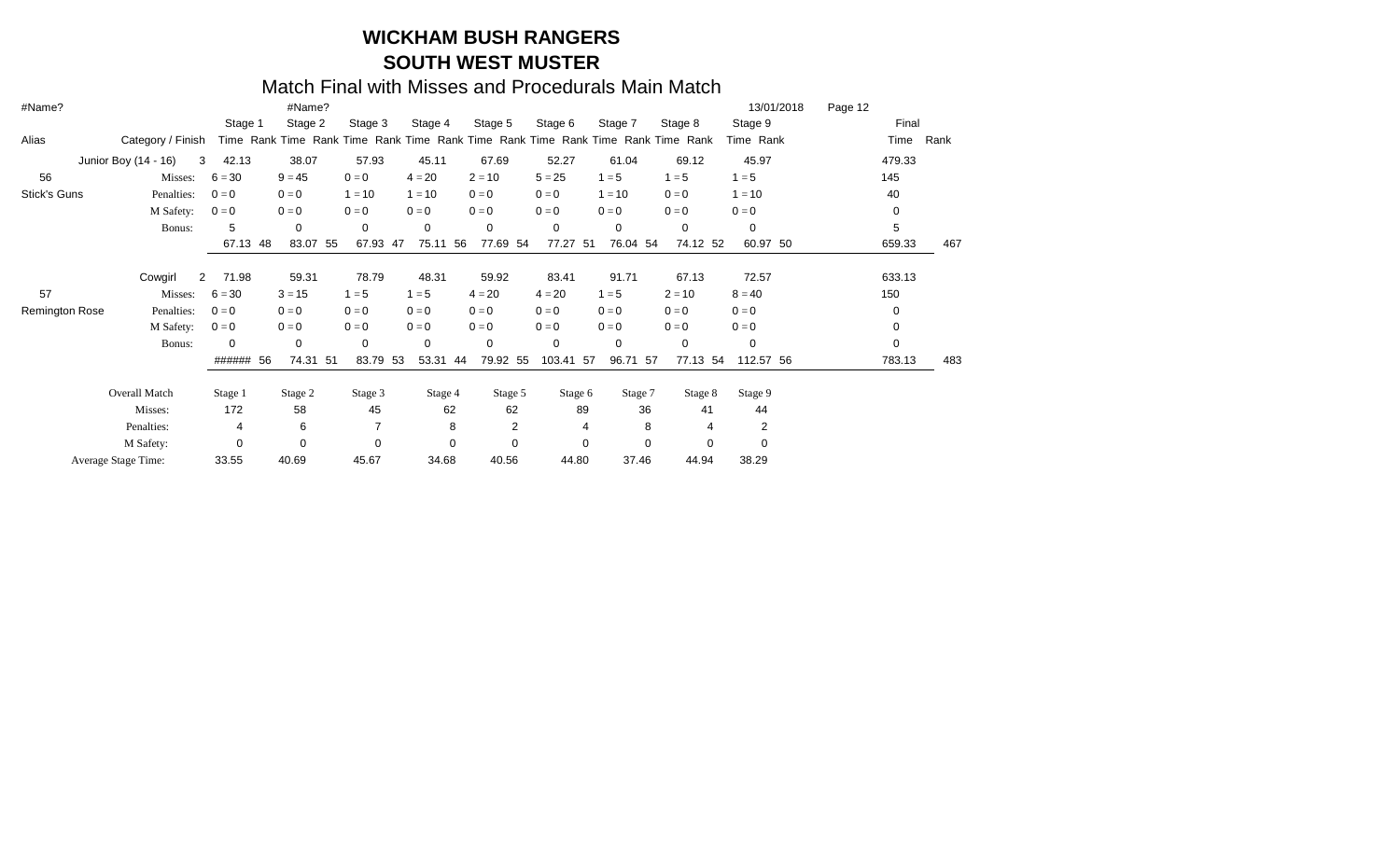# WICKHAM BUSH RANGERS

## SOUTH WEST MUSTER

### Match Final with Misses and Procedurals Main Match

#Name? #Name? 13/01/2018 Page 12

| Alias | Category / Finish | Stage 1 Time | Rank | Stage 2 Time | Rank | Stage 3 Time | Rank | Stage 4 Time | Rank | Stage 5 Time | Rank | Stage 6 Time | Rank | Stage 7 Time | Rank | Stage 8 Time | Rank | Stage 9 Time | Rank | Final Time | Rank |
|---|---|---|---|---|---|---|---|---|---|---|---|---|---|---|---|---|---|---|---|---|---|
| | Junior Boy (14 - 16) 3 | 42.13 | | 38.07 | | 57.93 | | 45.11 | | 67.69 | | 52.27 | | 61.04 | | 69.12 | | 45.97 | | 479.33 | |
| 56 | Misses: | 6 = 30 | | 9 = 45 | | 0 = 0 | | 4 = 20 | | 2 = 10 | | 5 = 25 | | 1 = 5 | | 1 = 5 | | 1 = 5 | | 145 | |
| Stick's Guns | Penalties: | 0 = 0 | | 0 = 0 | | 1 = 10 | | 1 = 10 | | 0 = 0 | | 0 = 0 | | 1 = 10 | | 0 = 0 | | 1 = 10 | | 40 | |
| | M Safety: | 0 = 0 | | 0 = 0 | | 0 = 0 | | 0 = 0 | | 0 = 0 | | 0 = 0 | | 0 = 0 | | 0 = 0 | | 0 = 0 | | 0 | |
| | Bonus: | 5 | | 0 | | 0 | | 0 | | 0 | | 0 | | 0 | | 0 | | 0 | | 5 | |
| | | 67.13 | 48 | 83.07 | 55 | 67.93 | 47 | 75.11 | 56 | 77.69 | 54 | 77.27 | 51 | 76.04 | 54 | 74.12 | 52 | 60.97 | 50 | 659.33 | 467 |
| | Cowgirl 2 | 71.98 | | 59.31 | | 78.79 | | 48.31 | | 59.92 | | 83.41 | | 91.71 | | 67.13 | | 72.57 | | 633.13 | |
| 57 | Misses: | 6 = 30 | | 3 = 15 | | 1 = 5 | | 1 = 5 | | 4 = 20 | | 4 = 20 | | 1 = 5 | | 2 = 10 | | 8 = 40 | | 150 | |
| Remington Rose | Penalties: | 0 = 0 | | 0 = 0 | | 0 = 0 | | 0 = 0 | | 0 = 0 | | 0 = 0 | | 0 = 0 | | 0 = 0 | | 0 = 0 | | 0 | |
| | M Safety: | 0 = 0 | | 0 = 0 | | 0 = 0 | | 0 = 0 | | 0 = 0 | | 0 = 0 | | 0 = 0 | | 0 = 0 | | 0 = 0 | | 0 | |
| | Bonus: | 0 | | 0 | | 0 | | 0 | | 0 | | 0 | | 0 | | 0 | | 0 | | 0 | |
| | | ###### | 56 | 74.31 | 51 | 83.79 | 53 | 53.31 | 44 | 79.92 | 55 | 103.41 | 57 | 96.71 | 57 | 77.13 | 54 | 112.57 | 56 | 783.13 | 483 |

| Overall Match | Stage 1 | Stage 2 | Stage 3 | Stage 4 | Stage 5 | Stage 6 | Stage 7 | Stage 8 | Stage 9 |
|---|---|---|---|---|---|---|---|---|---|
| Misses: | 172 | 58 | 45 | 62 | 62 | 89 | 36 | 41 | 44 |
| Penalties: | 4 | 6 | 7 | 8 | 2 | 4 | 8 | 4 | 2 |
| M Safety: | 0 | 0 | 0 | 0 | 0 | 0 | 0 | 0 | 0 |
| Average Stage Time: | 33.55 | 40.69 | 45.67 | 34.68 | 40.56 | 44.80 | 37.46 | 44.94 | 38.29 |